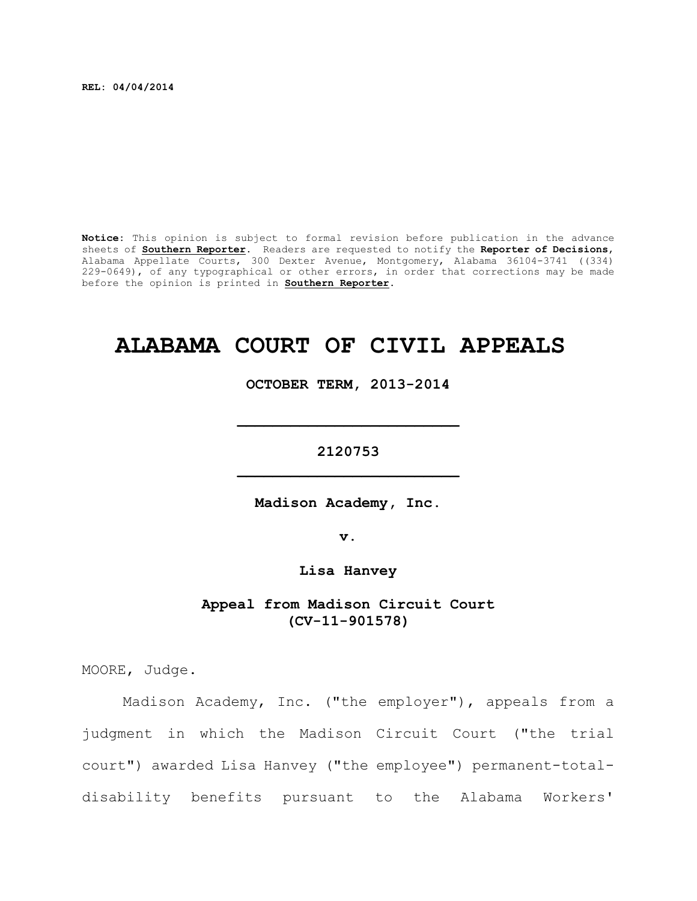**REL: 04/04/2014**

**Notice**: This opinion is subject to formal revision before publication in the advance sheets of **Southern Reporter**. Readers are requested to notify the **Reporter of Decisions**, Alabama Appellate Courts, 300 Dexter Avenue, Montgomery, Alabama 36104-3741 ((334) 229-0649), of any typographical or other errors, in order that corrections may be made before the opinion is printed in **Southern Reporter**.

# ALABAMA COURT OF CIVIL APPEALS

**OCTOBER TERM, 2013-2014**

**2120753**

**Madison Academy, Inc.**

**v.**

**Lisa Hanvey**

**Appeal from Madison Circuit Court (CV-11-901578)**

MOORE, Judge.

Madison Academy, Inc. ("the employer"), appeals from a judgment in which the Madison Circuit Court ("the trial court") awarded Lisa Hanvey ("the employee") permanent-total-disability benefits pursuant to the Alabama Workers'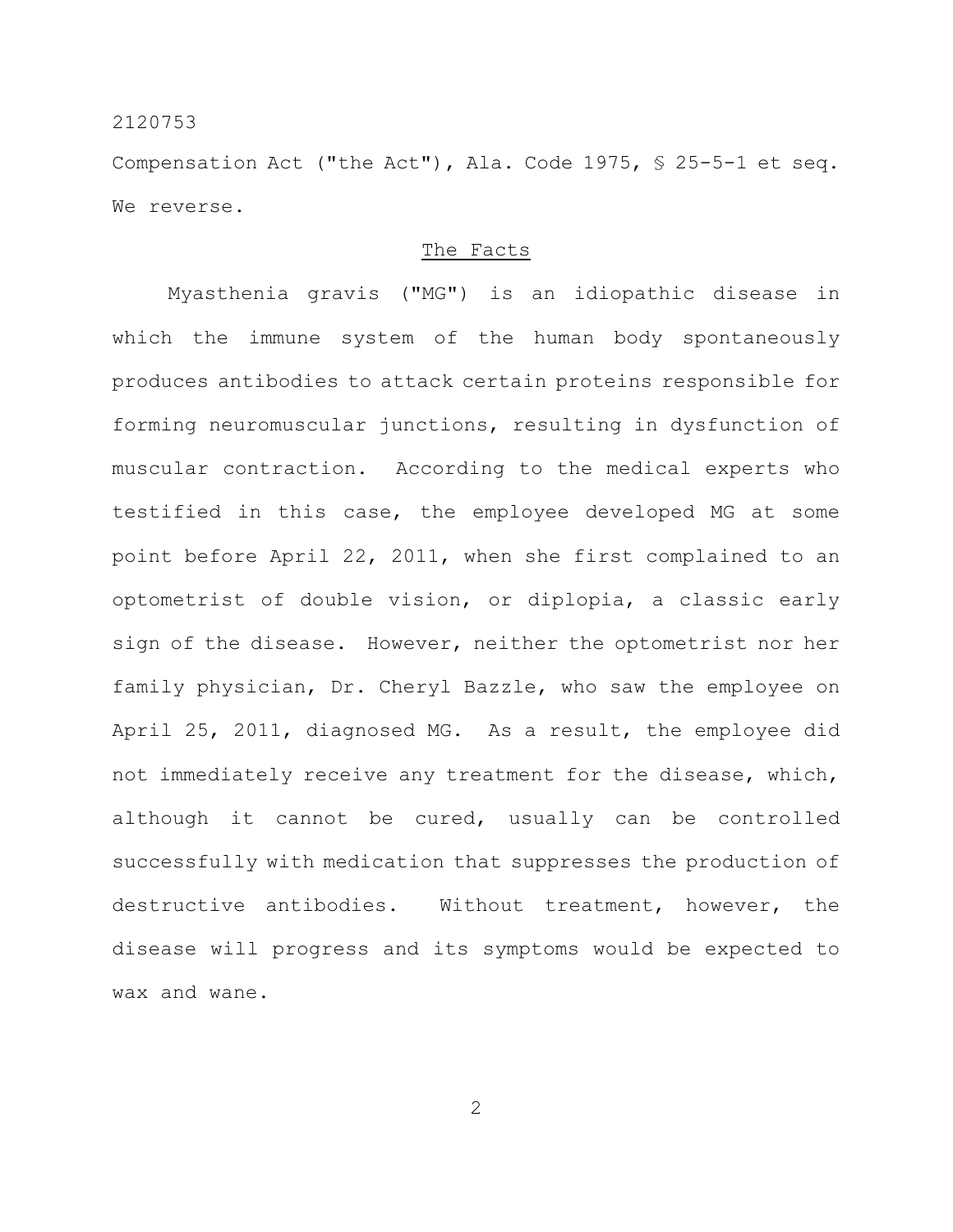Compensation Act ("the Act"), Ala. Code 1975, § 25-5-1 et seq. We reverse.

## The Facts

Myasthenia gravis ("MG") is an idiopathic disease in which the immune system of the human body spontaneously produces antibodies to attack certain proteins responsible for forming neuromuscular junctions, resulting in dysfunction of muscular contraction. According to the medical experts who testified in this case, the employee developed MG at some point before April 22, 2011, when she first complained to an optometrist of double vision, or diplopia, a classic early sign of the disease. However, neither the optometrist nor her family physician, Dr. Cheryl Bazzle, who saw the employee on April 25, 2011, diagnosed MG. As a result, the employee did not immediately receive any treatment for the disease, which, although it cannot be cured, usually can be controlled successfully with medication that suppresses the production of destructive antibodies. Without treatment, however, the disease will progress and its symptoms would be expected to wax and wane.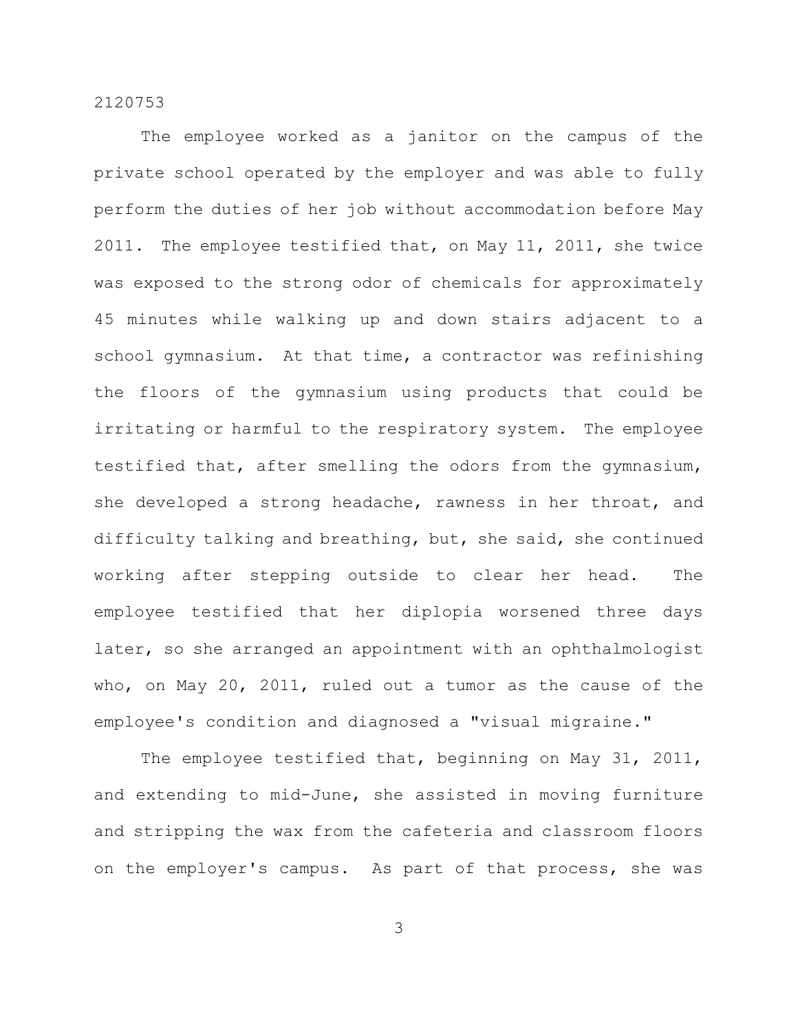The employee worked as a janitor on the campus of the private school operated by the employer and was able to fully perform the duties of her job without accommodation before May 2011. The employee testified that, on May 11, 2011, she twice was exposed to the strong odor of chemicals for approximately 45 minutes while walking up and down stairs adjacent to a school gymnasium. At that time, a contractor was refinishing the floors of the gymnasium using products that could be irritating or harmful to the respiratory system. The employee testified that, after smelling the odors from the gymnasium, she developed a strong headache, rawness in her throat, and difficulty talking and breathing, but, she said, she continued working after stepping outside to clear her head. The employee testified that her diplopia worsened three days later, so she arranged an appointment with an ophthalmologist who, on May 20, 2011, ruled out a tumor as the cause of the employee's condition and diagnosed a "visual migraine."

The employee testified that, beginning on May 31, 2011, and extending to mid-June, she assisted in moving furniture and stripping the wax from the cafeteria and classroom floors on the employer's campus. As part of that process, she was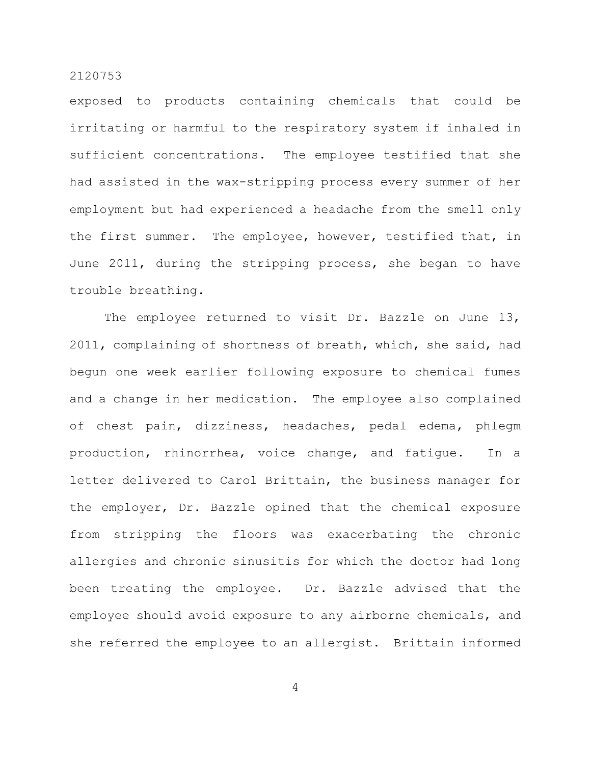exposed to products containing chemicals that could be irritating or harmful to the respiratory system if inhaled in sufficient concentrations. The employee testified that she had assisted in the wax-stripping process every summer of her employment but had experienced a headache from the smell only the first summer. The employee, however, testified that, in June 2011, during the stripping process, she began to have trouble breathing.

The employee returned to visit Dr. Bazzle on June 13, 2011, complaining of shortness of breath, which, she said, had begun one week earlier following exposure to chemical fumes and a change in her medication. The employee also complained of chest pain, dizziness, headaches, pedal edema, phlegm production, rhinorrhea, voice change, and fatigue. In a letter delivered to Carol Brittain, the business manager for the employer, Dr. Bazzle opined that the chemical exposure from stripping the floors was exacerbating the chronic allergies and chronic sinusitis for which the doctor had long been treating the employee. Dr. Bazzle advised that the employee should avoid exposure to any airborne chemicals, and she referred the employee to an allergist. Brittain informed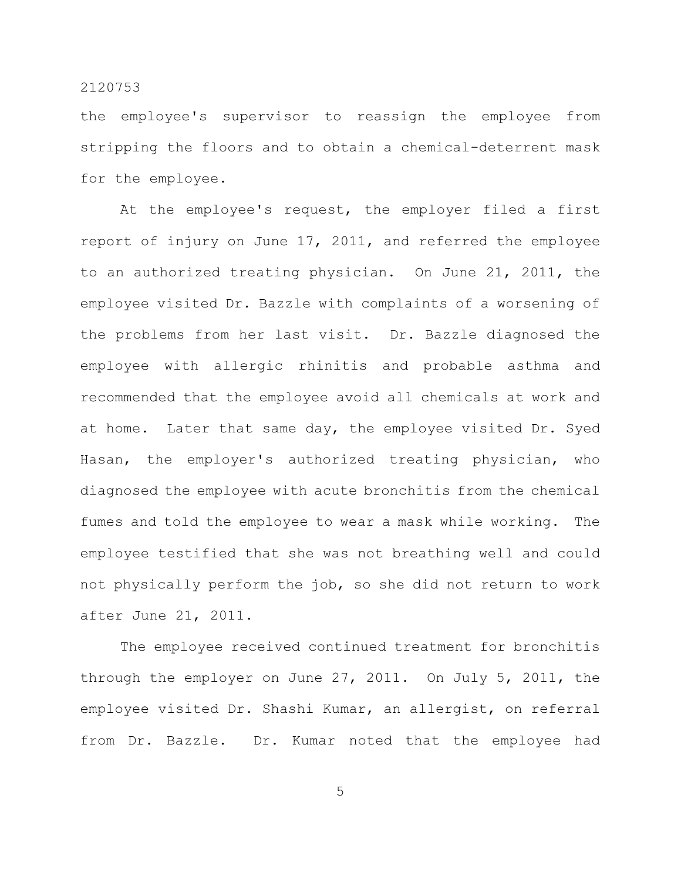the employee's supervisor to reassign the employee from stripping the floors and to obtain a chemical-deterrent mask for the employee.

At the employee's request, the employer filed a first report of injury on June 17, 2011, and referred the employee to an authorized treating physician. On June 21, 2011, the employee visited Dr. Bazzle with complaints of a worsening of the problems from her last visit. Dr. Bazzle diagnosed the employee with allergic rhinitis and probable asthma and recommended that the employee avoid all chemicals at work and at home. Later that same day, the employee visited Dr. Syed Hasan, the employer's authorized treating physician, who diagnosed the employee with acute bronchitis from the chemical fumes and told the employee to wear a mask while working. The employee testified that she was not breathing well and could not physically perform the job, so she did not return to work after June 21, 2011.

The employee received continued treatment for bronchitis through the employer on June 27, 2011. On July 5, 2011, the employee visited Dr. Shashi Kumar, an allergist, on referral from Dr. Bazzle. Dr. Kumar noted that the employee had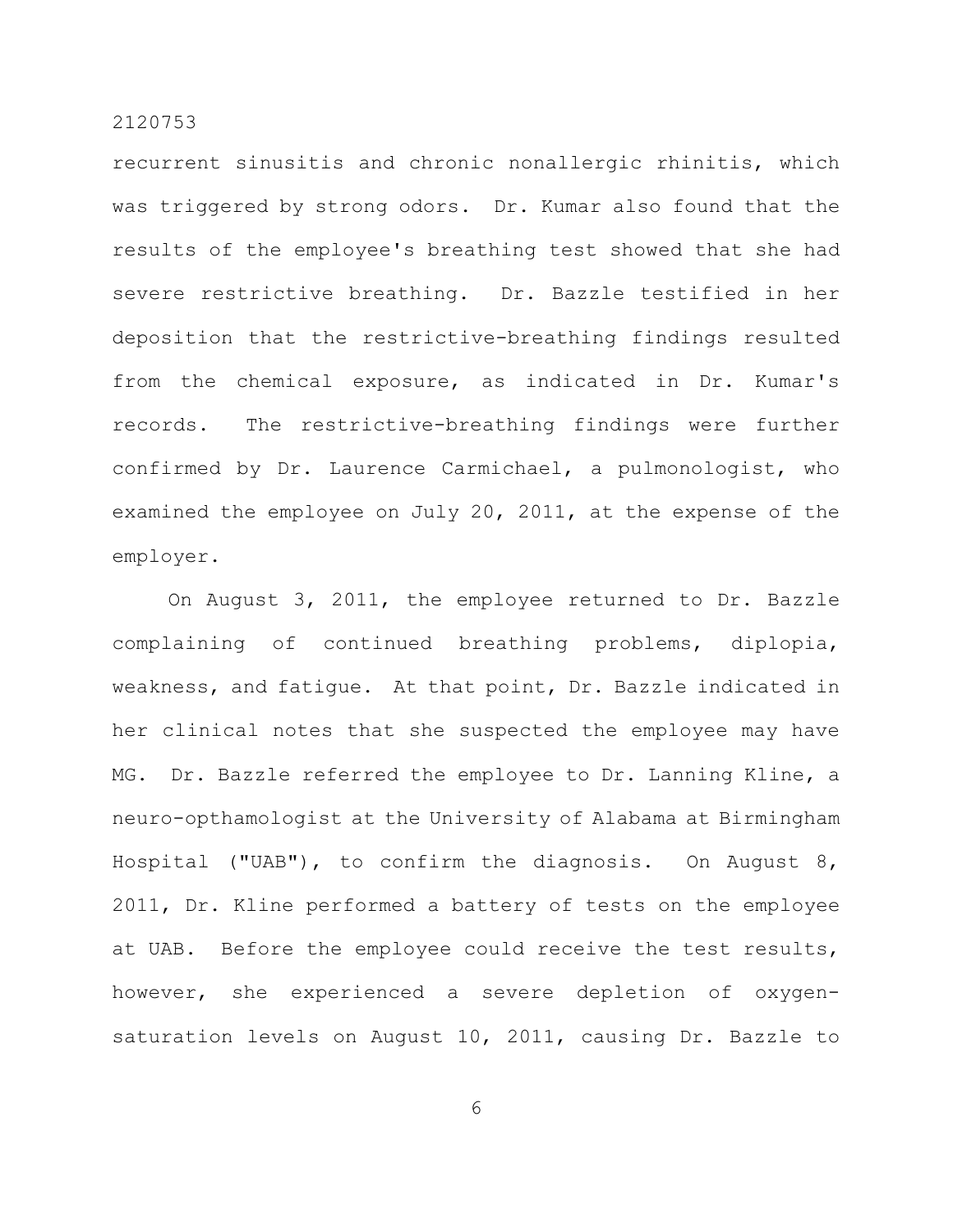recurrent sinusitis and chronic nonallergic rhinitis, which was triggered by strong odors. Dr. Kumar also found that the results of the employee's breathing test showed that she had severe restrictive breathing. Dr. Bazzle testified in her deposition that the restrictive-breathing findings resulted from the chemical exposure, as indicated in Dr. Kumar's records. The restrictive-breathing findings were further confirmed by Dr. Laurence Carmichael, a pulmonologist, who examined the employee on July 20, 2011, at the expense of the employer.

On August 3, 2011, the employee returned to Dr. Bazzle complaining of continued breathing problems, diplopia, weakness, and fatigue. At that point, Dr. Bazzle indicated in her clinical notes that she suspected the employee may have MG. Dr. Bazzle referred the employee to Dr. Lanning Kline, a neuro-opthamologist at the University of Alabama at Birmingham Hospital ("UAB"), to confirm the diagnosis. On August 8, 2011, Dr. Kline performed a battery of tests on the employee at UAB. Before the employee could receive the test results, however, she experienced a severe depletion of oxygen-saturation levels on August 10, 2011, causing Dr. Bazzle to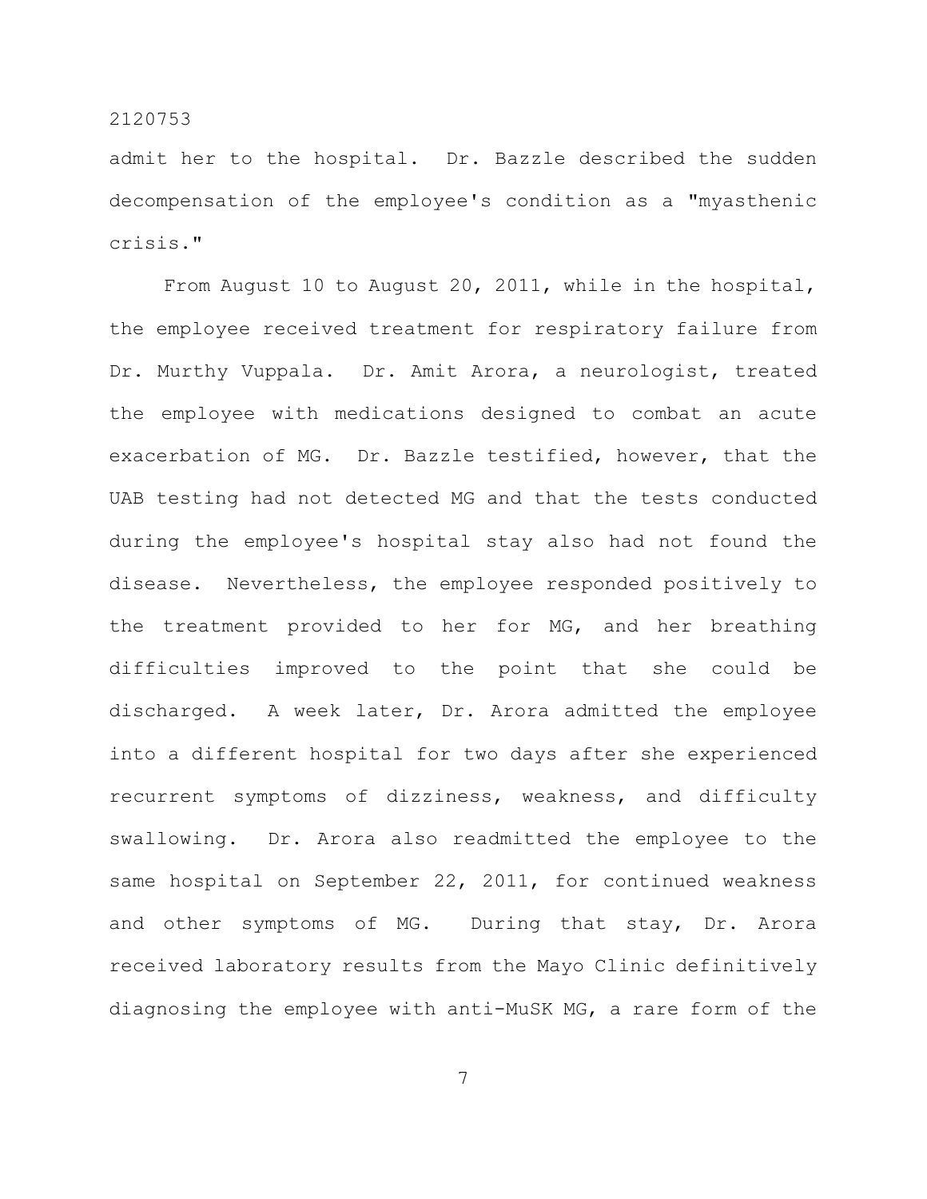admit her to the hospital. Dr. Bazzle described the sudden decompensation of the employee's condition as a "myasthenic crisis."

From August 10 to August 20, 2011, while in the hospital, the employee received treatment for respiratory failure from Dr. Murthy Vuppala. Dr. Amit Arora, a neurologist, treated the employee with medications designed to combat an acute exacerbation of MG. Dr. Bazzle testified, however, that the UAB testing had not detected MG and that the tests conducted during the employee's hospital stay also had not found the disease. Nevertheless, the employee responded positively to the treatment provided to her for MG, and her breathing difficulties improved to the point that she could be discharged. A week later, Dr. Arora admitted the employee into a different hospital for two days after she experienced recurrent symptoms of dizziness, weakness, and difficulty swallowing. Dr. Arora also readmitted the employee to the same hospital on September 22, 2011, for continued weakness and other symptoms of MG. During that stay, Dr. Arora received laboratory results from the Mayo Clinic definitively diagnosing the employee with anti-MuSK MG, a rare form of the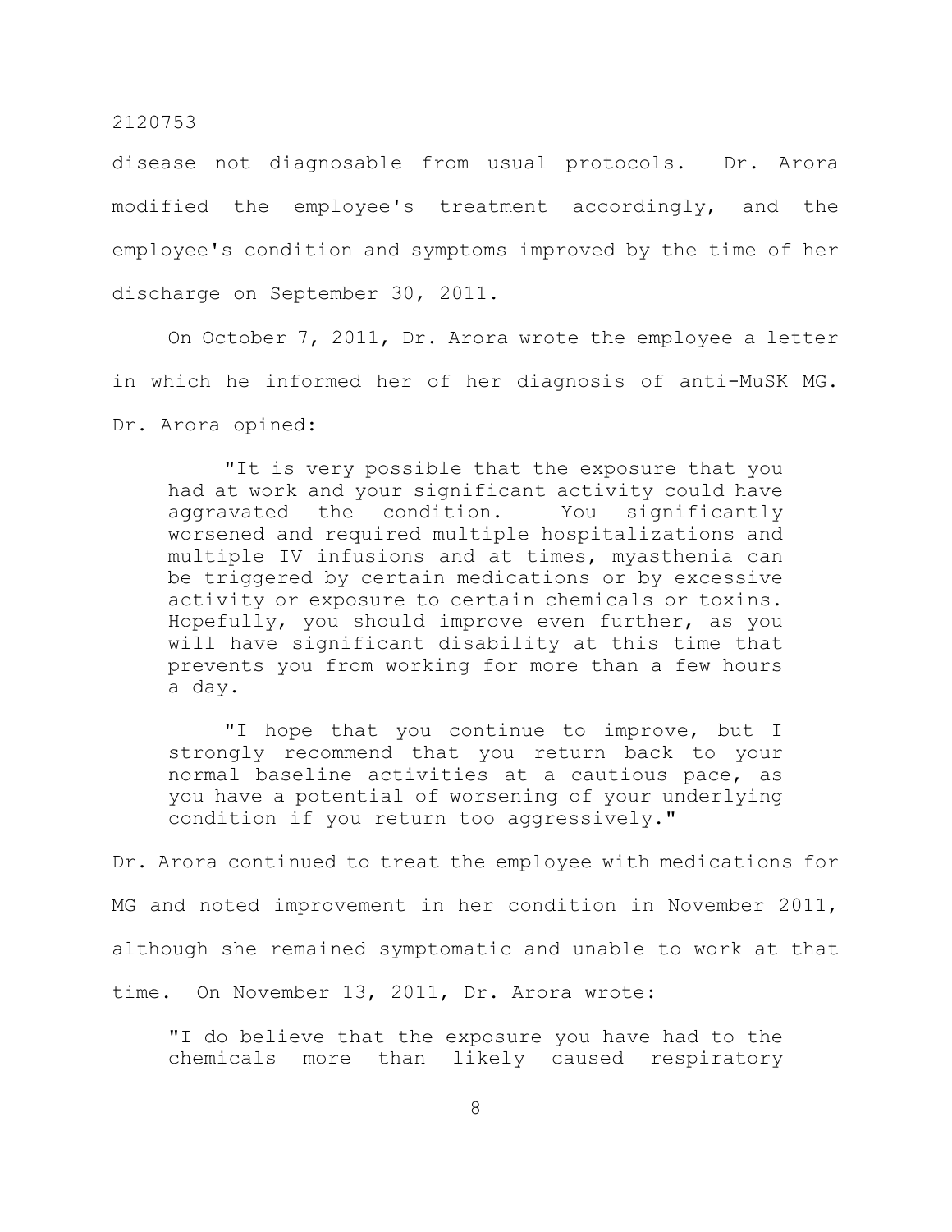disease not diagnosable from usual protocols. Dr. Arora modified the employee's treatment accordingly, and the employee's condition and symptoms improved by the time of her discharge on September 30, 2011.

On October 7, 2011, Dr. Arora wrote the employee a letter in which he informed her of her diagnosis of anti-MuSK MG. Dr. Arora opined:

> "It is very possible that the exposure that you had at work and your significant activity could have aggravated the condition. You significantly worsened and required multiple hospitalizations and multiple IV infusions and at times, myasthenia can be triggered by certain medications or by excessive activity or exposure to certain chemicals or toxins. Hopefully, you should improve even further, as you will have significant disability at this time that prevents you from working for more than a few hours a day.
>
> "I hope that you continue to improve, but I strongly recommend that you return back to your normal baseline activities at a cautious pace, as you have a potential of worsening of your underlying condition if you return too aggressively."

Dr. Arora continued to treat the employee with medications for MG and noted improvement in her condition in November 2011, although she remained symptomatic and unable to work at that time. On November 13, 2011, Dr. Arora wrote:

> "I do believe that the exposure you have had to the chemicals more than likely caused respiratory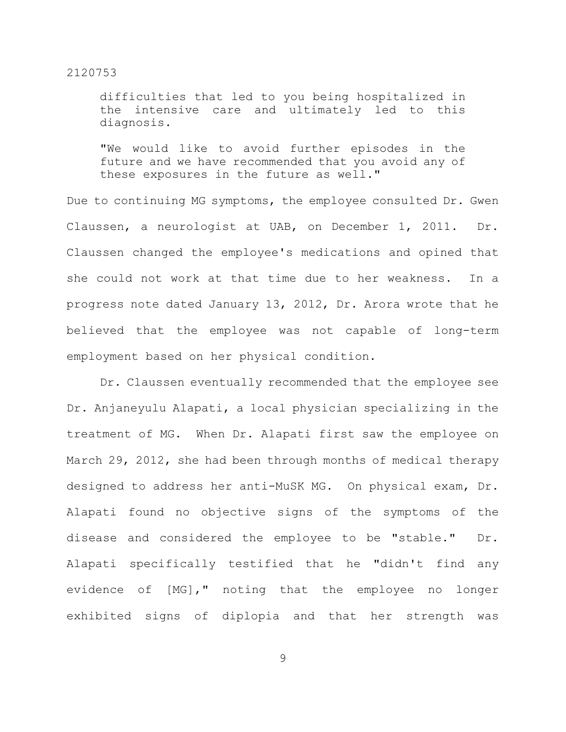difficulties that led to you being hospitalized in the intensive care and ultimately led to this diagnosis.

> "We would like to avoid further episodes in the future and we have recommended that you avoid any of these exposures in the future as well."

Due to continuing MG symptoms, the employee consulted Dr. Gwen Claussen, a neurologist at UAB, on December 1, 2011. Dr. Claussen changed the employee's medications and opined that she could not work at that time due to her weakness. In a progress note dated January 13, 2012, Dr. Arora wrote that he believed that the employee was not capable of long-term employment based on her physical condition.

Dr. Claussen eventually recommended that the employee see Dr. Anjaneyulu Alapati, a local physician specializing in the treatment of MG. When Dr. Alapati first saw the employee on March 29, 2012, she had been through months of medical therapy designed to address her anti-MuSK MG. On physical exam, Dr. Alapati found no objective signs of the symptoms of the disease and considered the employee to be "stable." Dr. Alapati specifically testified that he "didn't find any evidence of [MG]," noting that the employee no longer exhibited signs of diplopia and that her strength was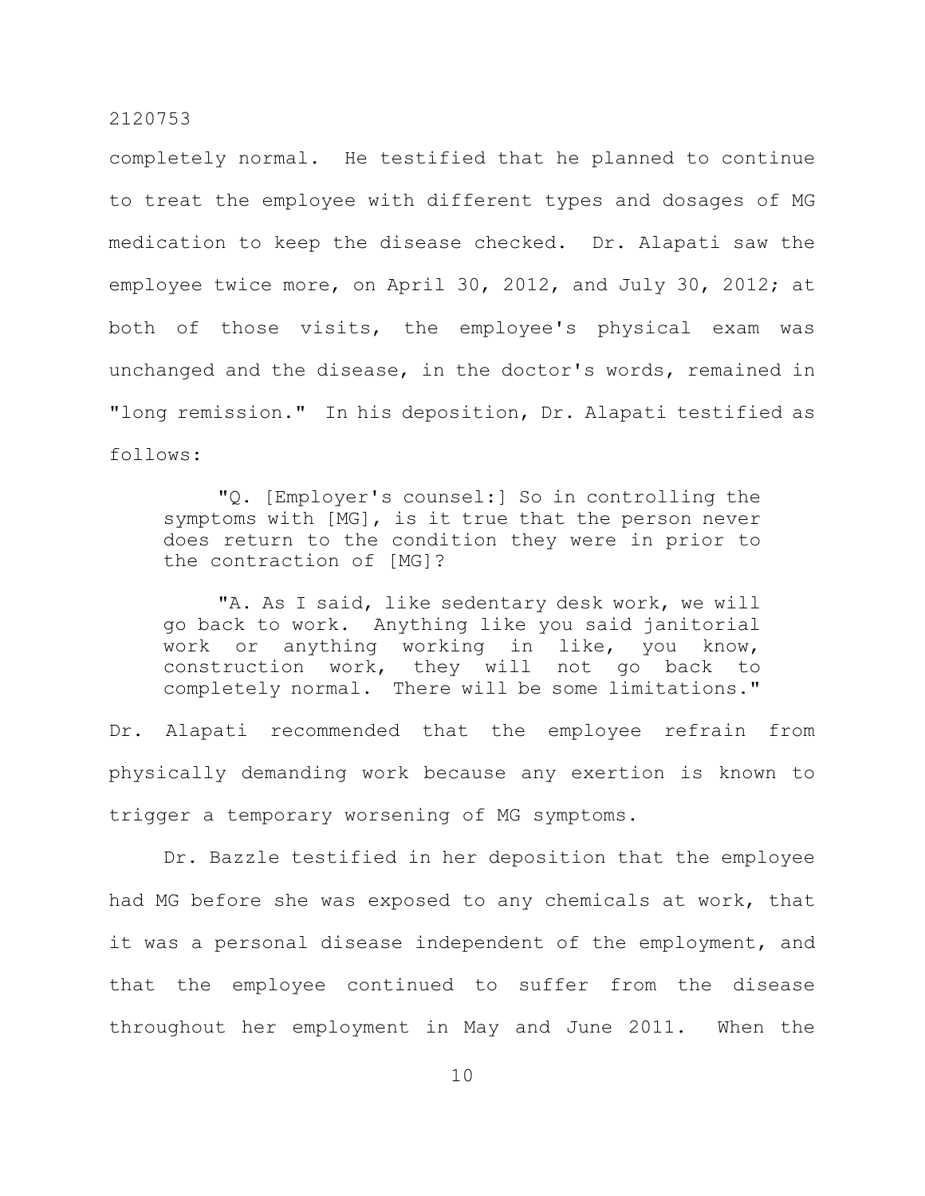completely normal. He testified that he planned to continue to treat the employee with different types and dosages of MG medication to keep the disease checked. Dr. Alapati saw the employee twice more, on April 30, 2012, and July 30, 2012; at both of those visits, the employee's physical exam was unchanged and the disease, in the doctor's words, remained in "long remission." In his deposition, Dr. Alapati testified as follows:

> "Q. [Employer's counsel:] So in controlling the symptoms with [MG], is it true that the person never does return to the condition they were in prior to the contraction of [MG]?
>
> "A. As I said, like sedentary desk work, we will go back to work. Anything like you said janitorial work or anything working in like, you know, construction work, they will not go back to completely normal. There will be some limitations."

Dr. Alapati recommended that the employee refrain from physically demanding work because any exertion is known to trigger a temporary worsening of MG symptoms.

Dr. Bazzle testified in her deposition that the employee had MG before she was exposed to any chemicals at work, that it was a personal disease independent of the employment, and that the employee continued to suffer from the disease throughout her employment in May and June 2011. When the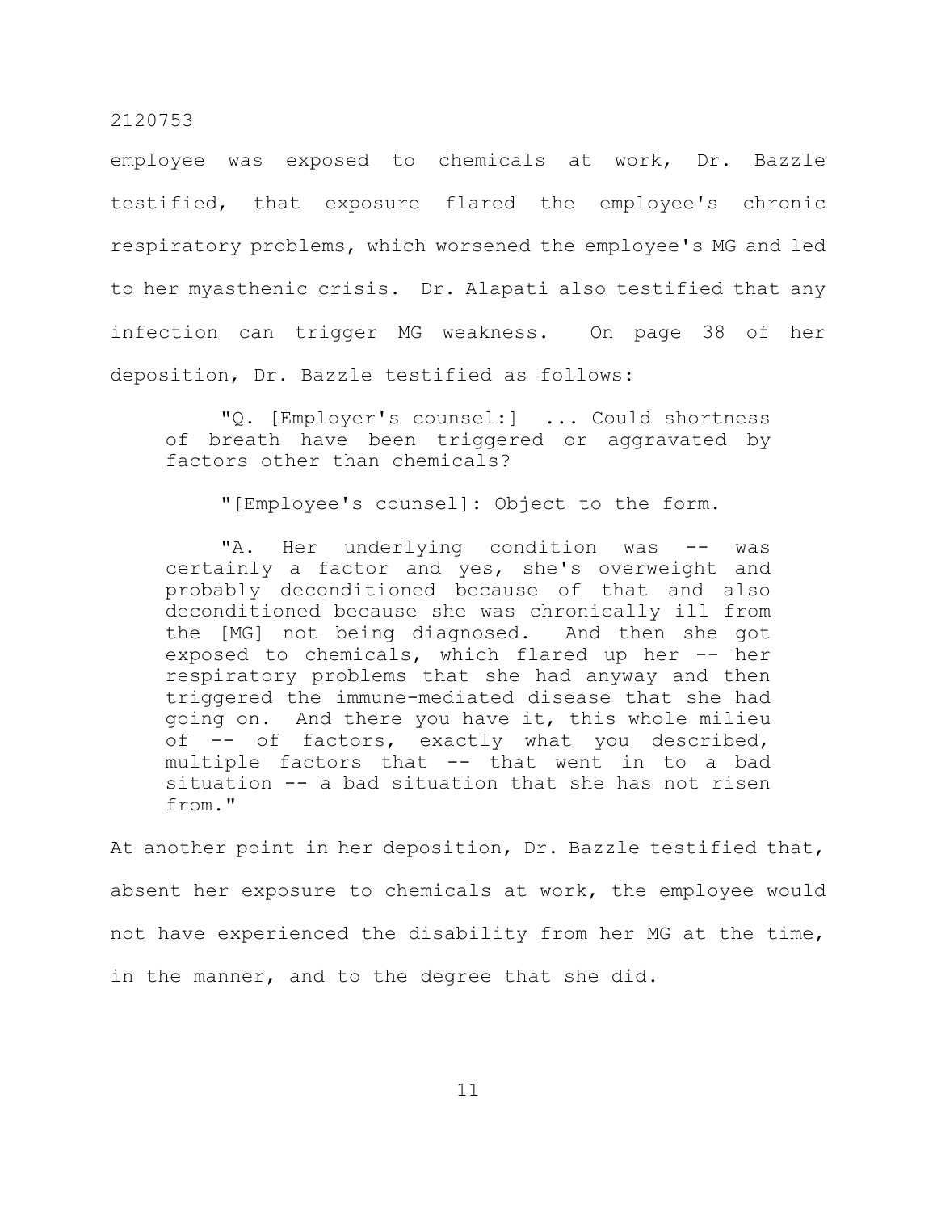employee was exposed to chemicals at work, Dr. Bazzle testified, that exposure flared the employee's chronic respiratory problems, which worsened the employee's MG and led to her myasthenic crisis. Dr. Alapati also testified that any infection can trigger MG weakness. On page 38 of her deposition, Dr. Bazzle testified as follows:

> "Q. [Employer's counsel:] ... Could shortness of breath have been triggered or aggravated by factors other than chemicals?
>
> "[Employee's counsel]: Object to the form.
>
> "A. Her underlying condition was -- was certainly a factor and yes, she's overweight and probably deconditioned because of that and also deconditioned because she was chronically ill from the [MG] not being diagnosed. And then she got exposed to chemicals, which flared up her -- her respiratory problems that she had anyway and then triggered the immune-mediated disease that she had going on. And there you have it, this whole milieu of -- of factors, exactly what you described, multiple factors that -- that went in to a bad situation -- a bad situation that she has not risen from."

At another point in her deposition, Dr. Bazzle testified that, absent her exposure to chemicals at work, the employee would not have experienced the disability from her MG at the time, in the manner, and to the degree that she did.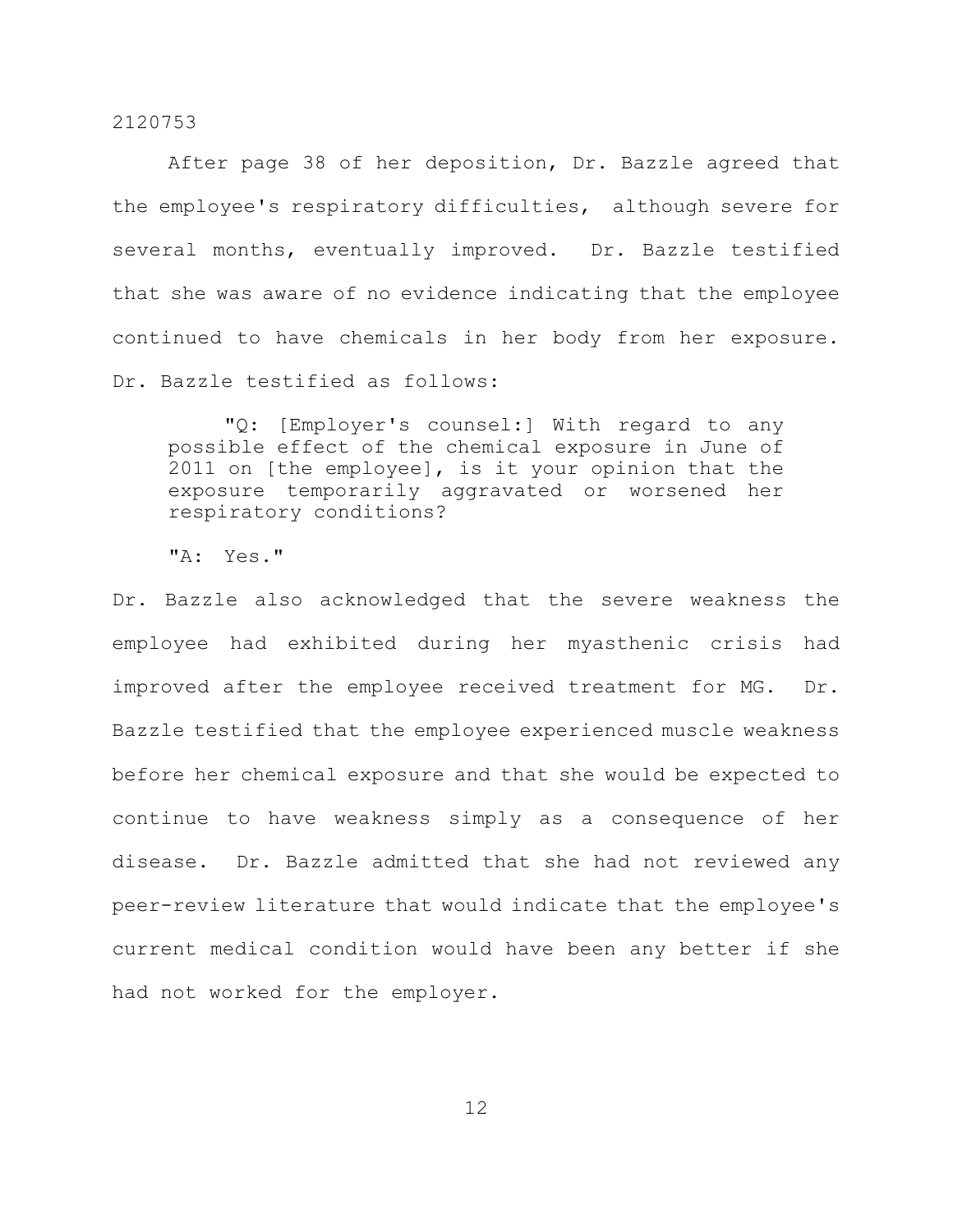After page 38 of her deposition, Dr. Bazzle agreed that the employee's respiratory difficulties, although severe for several months, eventually improved. Dr. Bazzle testified that she was aware of no evidence indicating that the employee continued to have chemicals in her body from her exposure. Dr. Bazzle testified as follows:

> "Q: [Employer's counsel:] With regard to any possible effect of the chemical exposure in June of 2011 on [the employee], is it your opinion that the exposure temporarily aggravated or worsened her respiratory conditions?
>
> "A: Yes."

Dr. Bazzle also acknowledged that the severe weakness the employee had exhibited during her myasthenic crisis had improved after the employee received treatment for MG. Dr. Bazzle testified that the employee experienced muscle weakness before her chemical exposure and that she would be expected to continue to have weakness simply as a consequence of her disease. Dr. Bazzle admitted that she had not reviewed any peer-review literature that would indicate that the employee's current medical condition would have been any better if she had not worked for the employer.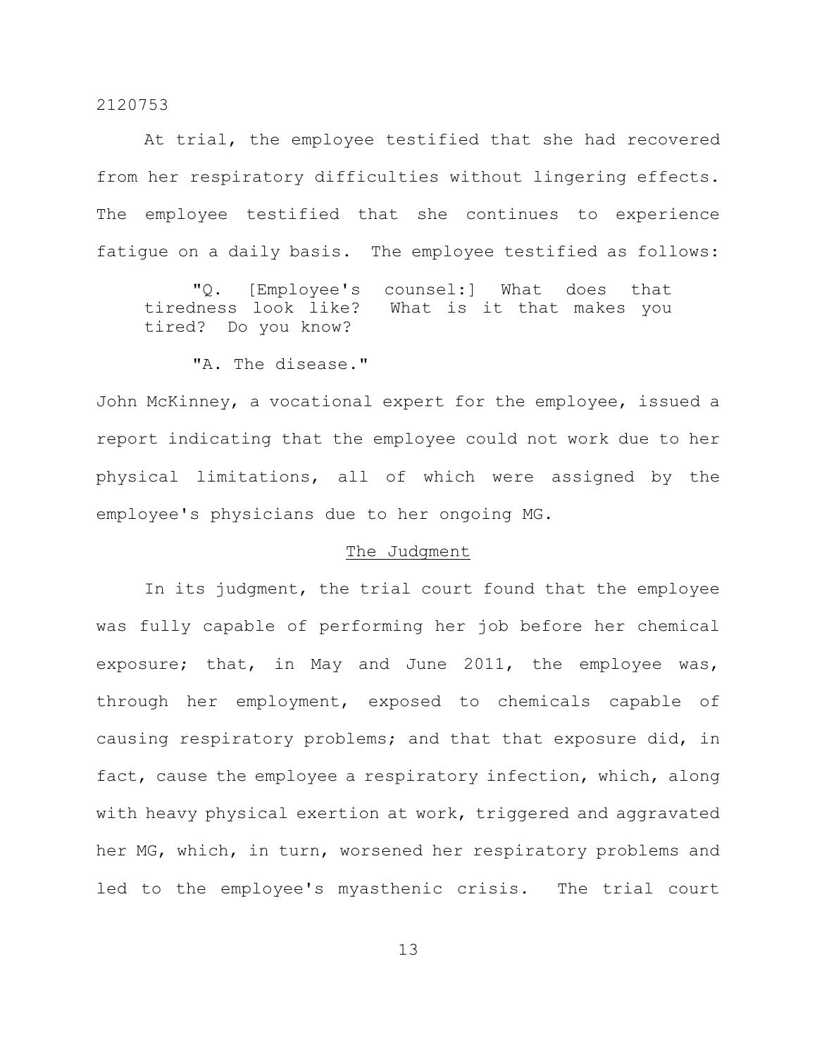At trial, the employee testified that she had recovered from her respiratory difficulties without lingering effects. The employee testified that she continues to experience fatigue on a daily basis. The employee testified as follows:

> "Q. [Employee's counsel:] What does that tiredness look like? What is it that makes you tired? Do you know?
>
> "A. The disease."

John McKinney, a vocational expert for the employee, issued a report indicating that the employee could not work due to her physical limitations, all of which were assigned by the employee's physicians due to her ongoing MG.

## The Judgment

In its judgment, the trial court found that the employee was fully capable of performing her job before her chemical exposure; that, in May and June 2011, the employee was, through her employment, exposed to chemicals capable of causing respiratory problems; and that that exposure did, in fact, cause the employee a respiratory infection, which, along with heavy physical exertion at work, triggered and aggravated her MG, which, in turn, worsened her respiratory problems and led to the employee's myasthenic crisis. The trial court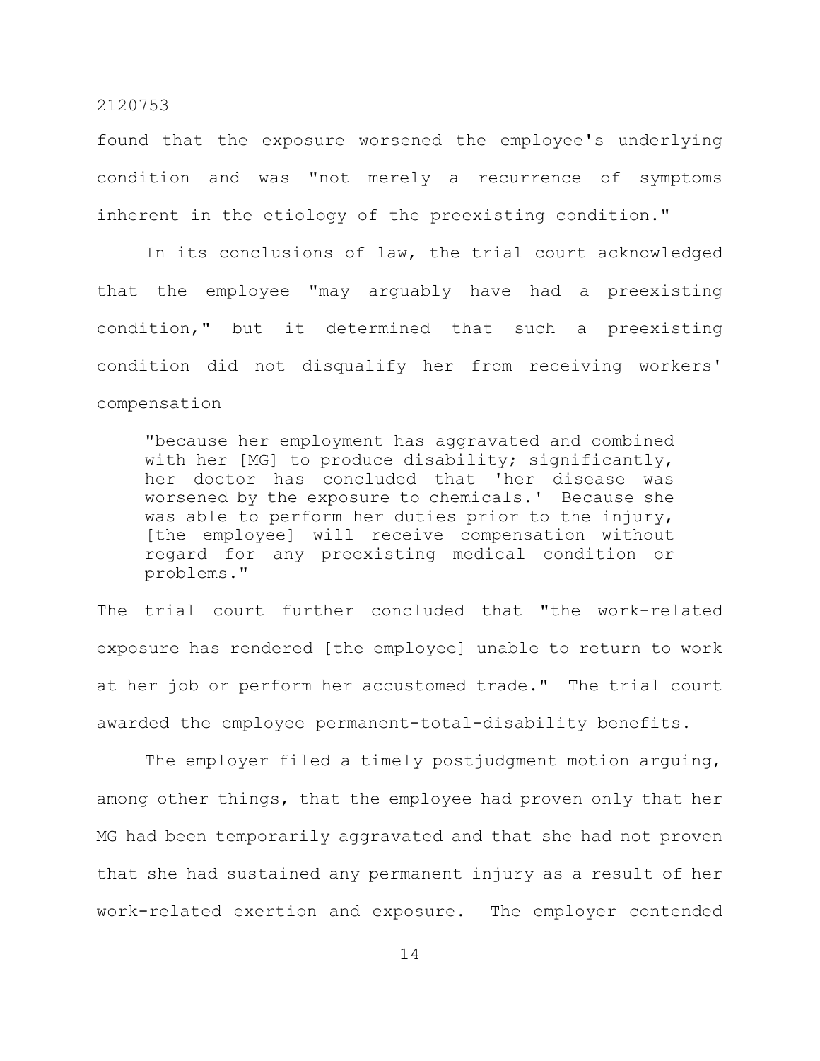found that the exposure worsened the employee's underlying condition and was "not merely a recurrence of symptoms inherent in the etiology of the preexisting condition."

In its conclusions of law, the trial court acknowledged that the employee "may arguably have had a preexisting condition," but it determined that such a preexisting condition did not disqualify her from receiving workers' compensation

> "because her employment has aggravated and combined with her [MG] to produce disability; significantly, her doctor has concluded that 'her disease was worsened by the exposure to chemicals.' Because she was able to perform her duties prior to the injury, [the employee] will receive compensation without regard for any preexisting medical condition or problems."

The trial court further concluded that "the work-related exposure has rendered [the employee] unable to return to work at her job or perform her accustomed trade." The trial court awarded the employee permanent-total-disability benefits.

The employer filed a timely postjudgment motion arguing, among other things, that the employee had proven only that her MG had been temporarily aggravated and that she had not proven that she had sustained any permanent injury as a result of her work-related exertion and exposure. The employer contended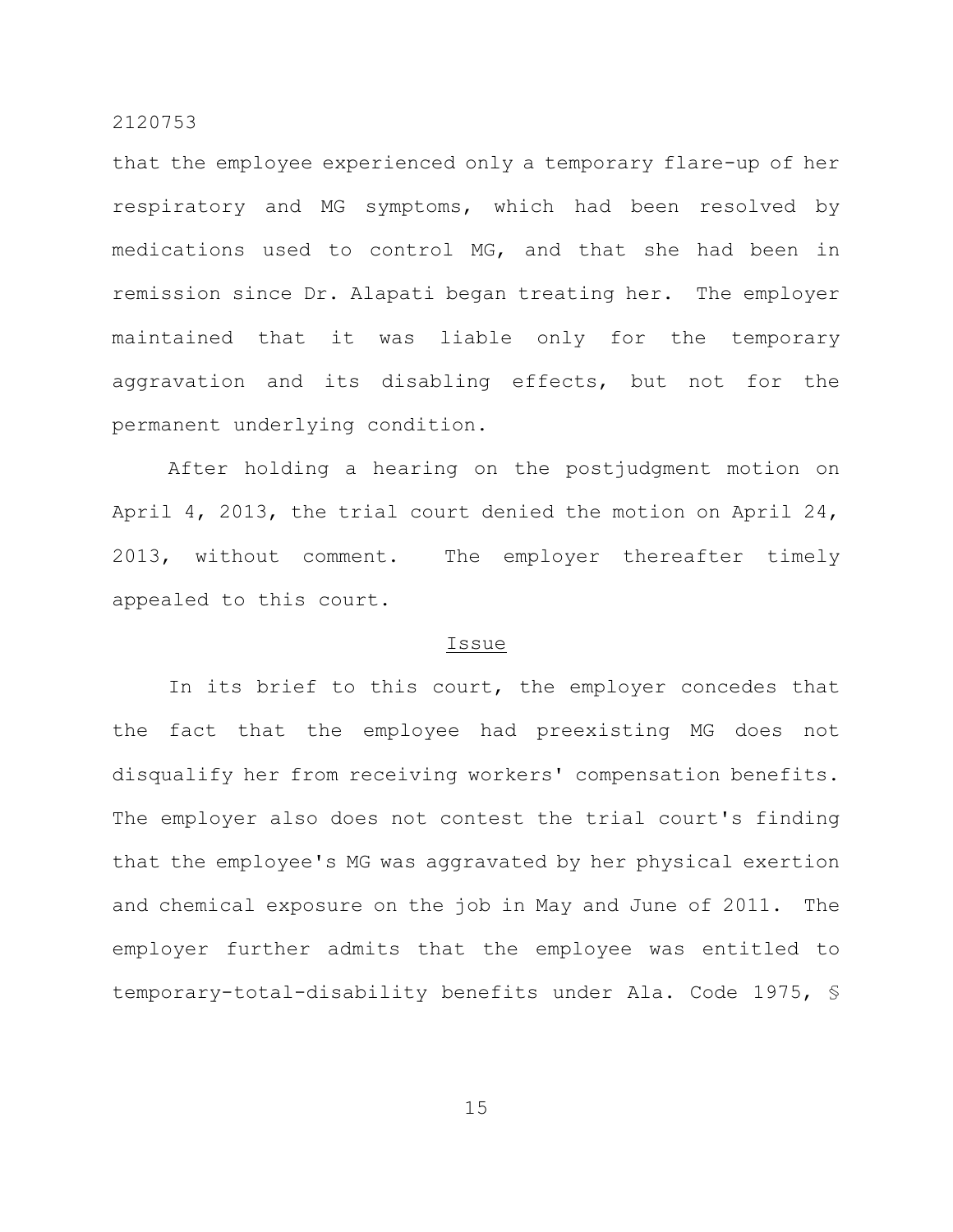that the employee experienced only a temporary flare-up of her respiratory and MG symptoms, which had been resolved by medications used to control MG, and that she had been in remission since Dr. Alapati began treating her. The employer maintained that it was liable only for the temporary aggravation and its disabling effects, but not for the permanent underlying condition.

After holding a hearing on the postjudgment motion on April 4, 2013, the trial court denied the motion on April 24, 2013, without comment. The employer thereafter timely appealed to this court.

## Issue

In its brief to this court, the employer concedes that the fact that the employee had preexisting MG does not disqualify her from receiving workers' compensation benefits. The employer also does not contest the trial court's finding that the employee's MG was aggravated by her physical exertion and chemical exposure on the job in May and June of 2011. The employer further admits that the employee was entitled to temporary-total-disability benefits under Ala. Code 1975, §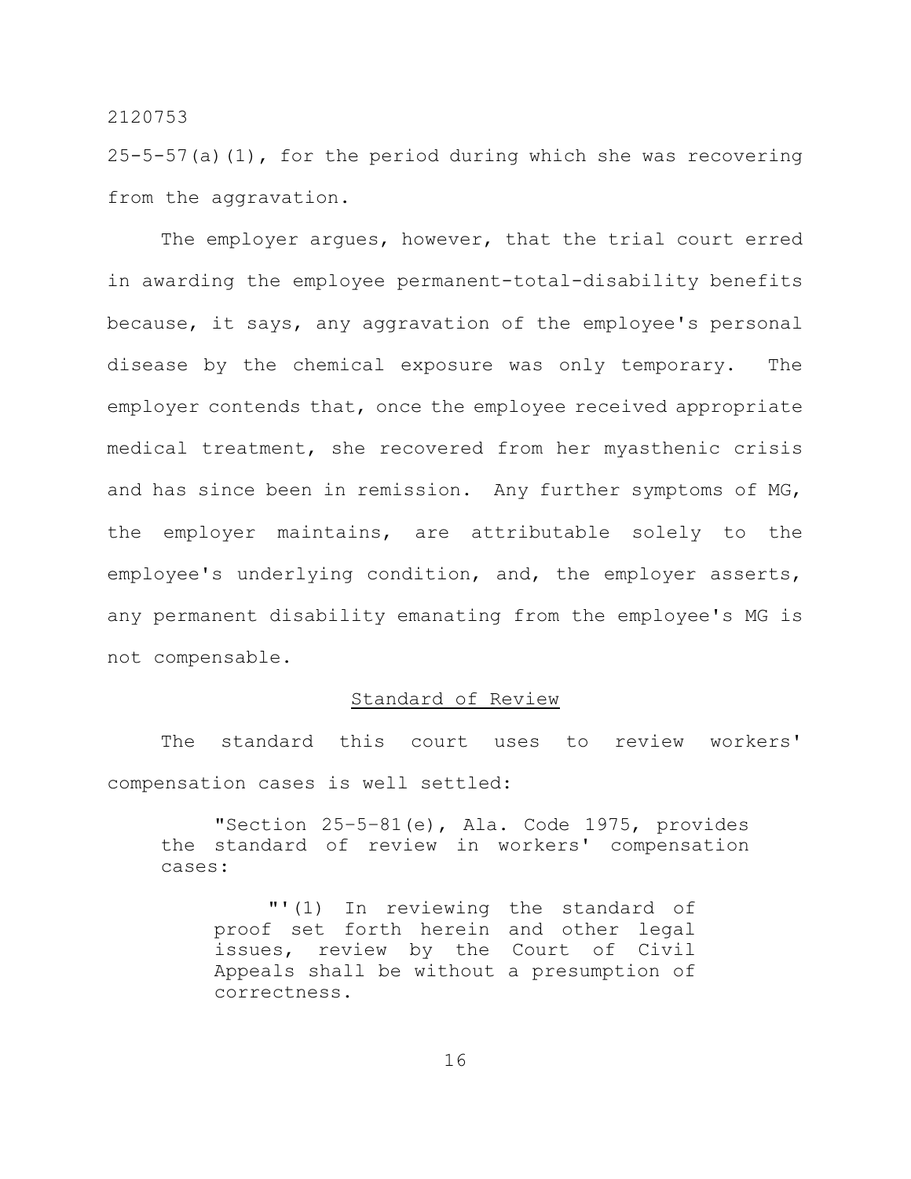25-5-57(a)(1), for the period during which she was recovering from the aggravation.

The employer argues, however, that the trial court erred in awarding the employee permanent-total-disability benefits because, it says, any aggravation of the employee's personal disease by the chemical exposure was only temporary. The employer contends that, once the employee received appropriate medical treatment, she recovered from her myasthenic crisis and has since been in remission. Any further symptoms of MG, the employer maintains, are attributable solely to the employee's underlying condition, and, the employer asserts, any permanent disability emanating from the employee's MG is not compensable.

## Standard of Review

The standard this court uses to review workers' compensation cases is well settled:

> "Section 25–5–81(e), Ala. Code 1975, provides the standard of review in workers' compensation cases:
>
> > "'(1) In reviewing the standard of proof set forth herein and other legal issues, review by the Court of Civil Appeals shall be without a presumption of correctness.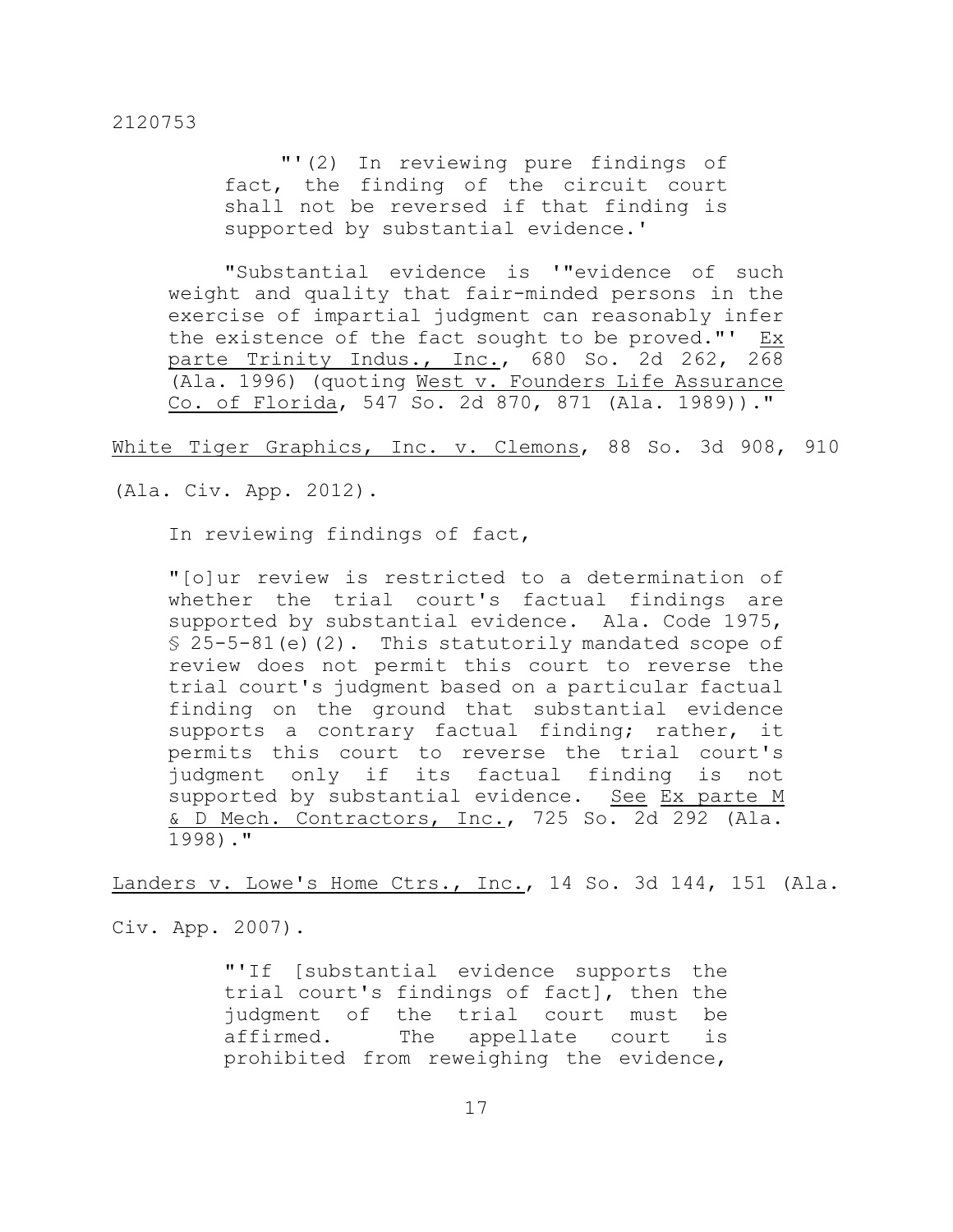> "'(2) In reviewing pure findings of fact, the finding of the circuit court shall not be reversed if that finding is supported by substantial evidence.'
>
> "Substantial evidence is '"evidence of such weight and quality that fair-minded persons in the exercise of impartial judgment can reasonably infer the existence of the fact sought to be proved."' Ex parte Trinity Indus., Inc., 680 So. 2d 262, 268 (Ala. 1996) (quoting West v. Founders Life Assurance Co. of Florida, 547 So. 2d 870, 871 (Ala. 1989))."

White Tiger Graphics, Inc. v. Clemons, 88 So. 3d 908, 910 (Ala. Civ. App. 2012).

In reviewing findings of fact,

> "[o]ur review is restricted to a determination of whether the trial court's factual findings are supported by substantial evidence. Ala. Code 1975, § 25-5-81(e)(2). This statutorily mandated scope of review does not permit this court to reverse the trial court's judgment based on a particular factual finding on the ground that substantial evidence supports a contrary factual finding; rather, it permits this court to reverse the trial court's judgment only if its factual finding is not supported by substantial evidence. See Ex parte M & D Mech. Contractors, Inc., 725 So. 2d 292 (Ala. 1998)."

Landers v. Lowe's Home Ctrs., Inc., 14 So. 3d 144, 151 (Ala. Civ. App. 2007).

> "'If [substantial evidence supports the trial court's findings of fact], then the judgment of the trial court must be affirmed. The appellate court is prohibited from reweighing the evidence,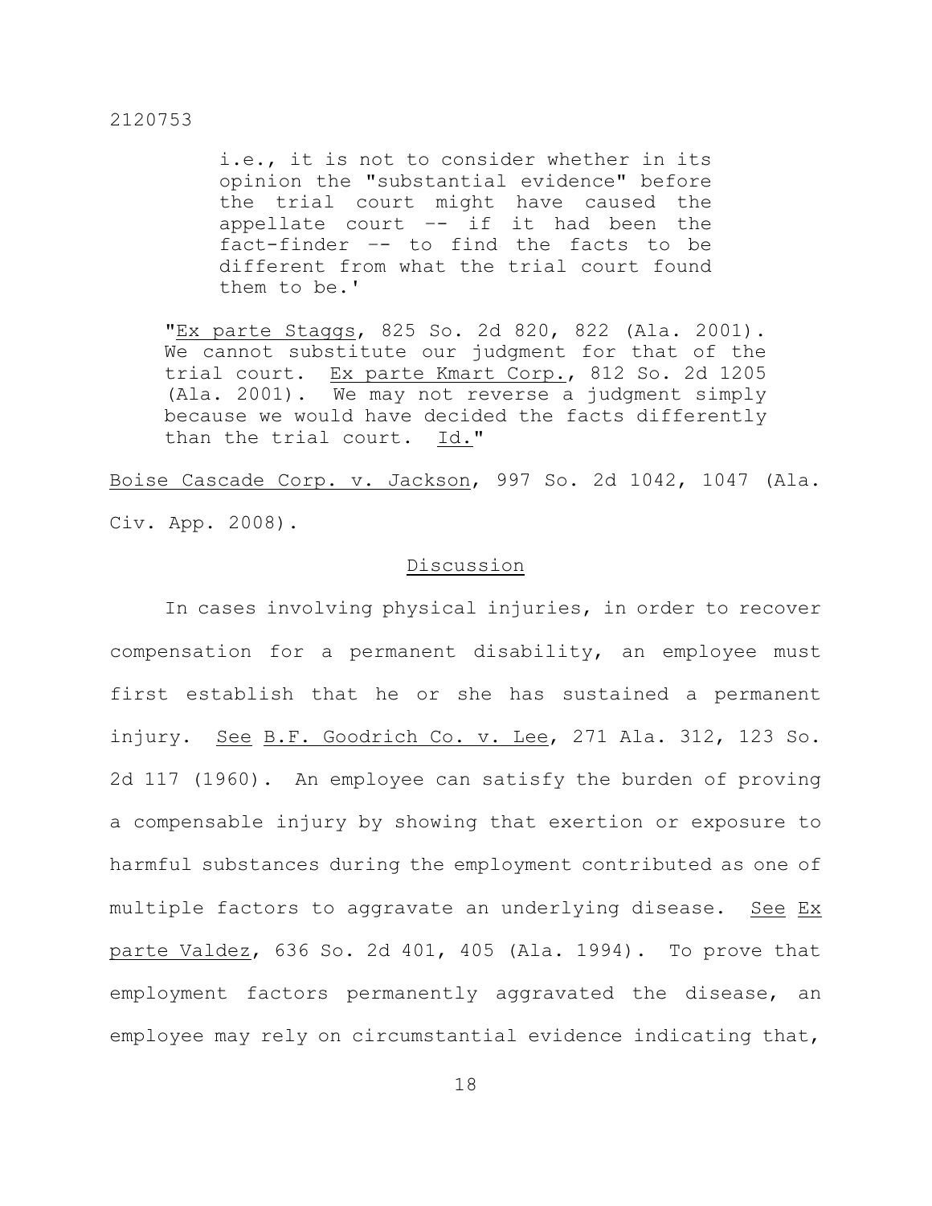> i.e., it is not to consider whether in its opinion the "substantial evidence" before the trial court might have caused the appellate court -- if it had been the fact-finder -- to find the facts to be different from what the trial court found them to be.'
>
> "Ex parte Staggs, 825 So. 2d 820, 822 (Ala. 2001). We cannot substitute our judgment for that of the trial court. Ex parte Kmart Corp., 812 So. 2d 1205 (Ala. 2001). We may not reverse a judgment simply because we would have decided the facts differently than the trial court. Id."

Boise Cascade Corp. v. Jackson, 997 So. 2d 1042, 1047 (Ala. Civ. App. 2008).

## Discussion

In cases involving physical injuries, in order to recover compensation for a permanent disability, an employee must first establish that he or she has sustained a permanent injury. See B.F. Goodrich Co. v. Lee, 271 Ala. 312, 123 So. 2d 117 (1960). An employee can satisfy the burden of proving a compensable injury by showing that exertion or exposure to harmful substances during the employment contributed as one of multiple factors to aggravate an underlying disease. See Ex parte Valdez, 636 So. 2d 401, 405 (Ala. 1994). To prove that employment factors permanently aggravated the disease, an employee may rely on circumstantial evidence indicating that,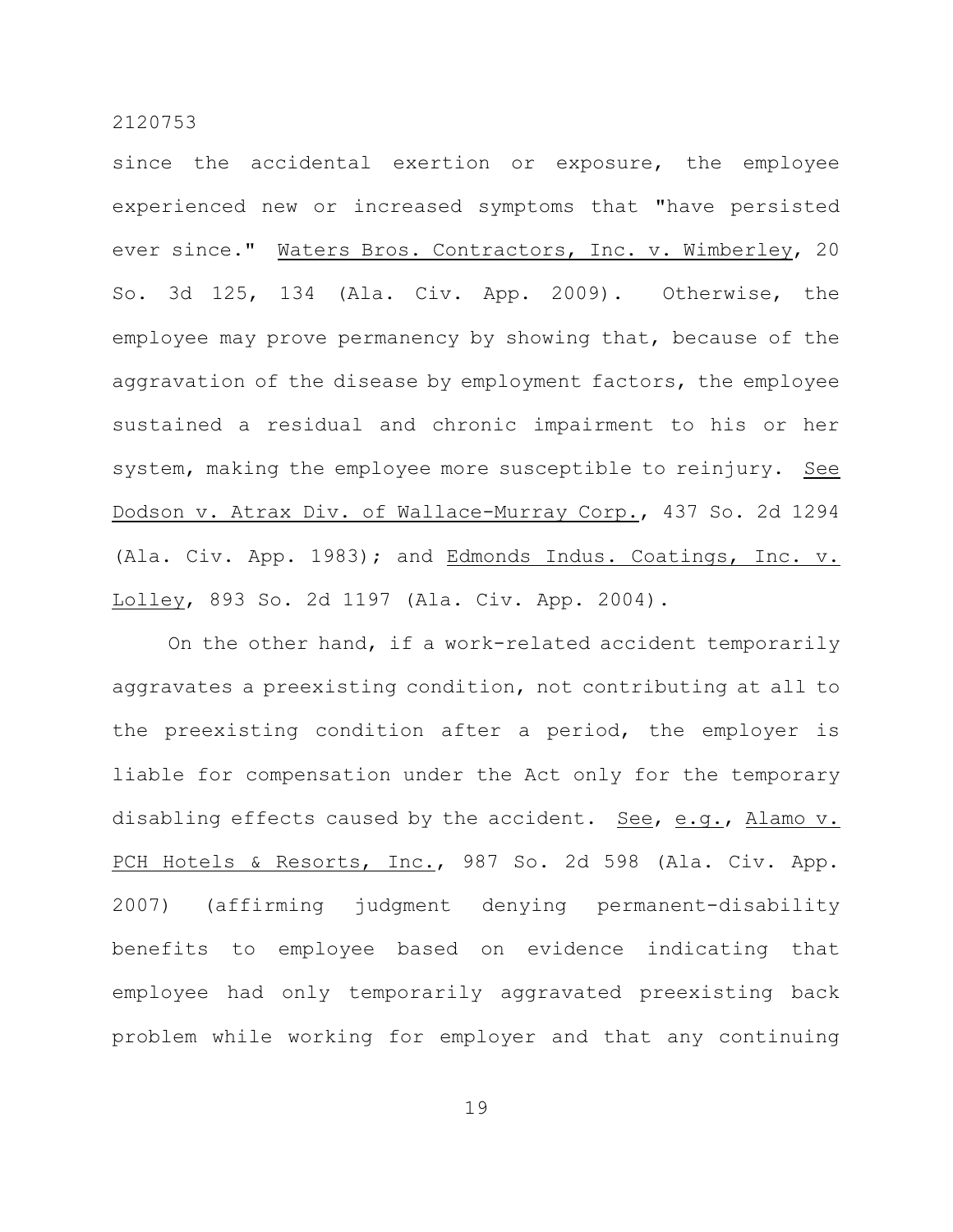since the accidental exertion or exposure, the employee experienced new or increased symptoms that "have persisted ever since." Waters Bros. Contractors, Inc. v. Wimberley, 20 So. 3d 125, 134 (Ala. Civ. App. 2009). Otherwise, the employee may prove permanency by showing that, because of the aggravation of the disease by employment factors, the employee sustained a residual and chronic impairment to his or her system, making the employee more susceptible to reinjury. See Dodson v. Atrax Div. of Wallace-Murray Corp., 437 So. 2d 1294 (Ala. Civ. App. 1983); and Edmonds Indus. Coatings, Inc. v. Lolley, 893 So. 2d 1197 (Ala. Civ. App. 2004).

On the other hand, if a work-related accident temporarily aggravates a preexisting condition, not contributing at all to the preexisting condition after a period, the employer is liable for compensation under the Act only for the temporary disabling effects caused by the accident. See, e.g., Alamo v. PCH Hotels & Resorts, Inc., 987 So. 2d 598 (Ala. Civ. App. 2007) (affirming judgment denying permanent-disability benefits to employee based on evidence indicating that employee had only temporarily aggravated preexisting back problem while working for employer and that any continuing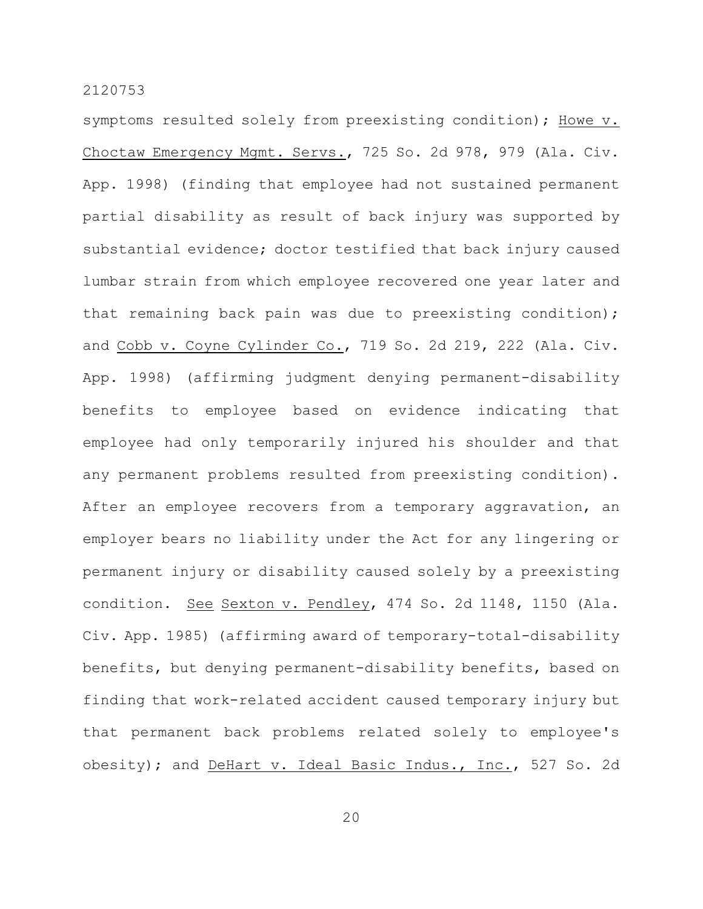symptoms resulted solely from preexisting condition); Howe v. Choctaw Emergency Mgmt. Servs., 725 So. 2d 978, 979 (Ala. Civ. App. 1998) (finding that employee had not sustained permanent partial disability as result of back injury was supported by substantial evidence; doctor testified that back injury caused lumbar strain from which employee recovered one year later and that remaining back pain was due to preexisting condition); and Cobb v. Coyne Cylinder Co., 719 So. 2d 219, 222 (Ala. Civ. App. 1998) (affirming judgment denying permanent-disability benefits to employee based on evidence indicating that employee had only temporarily injured his shoulder and that any permanent problems resulted from preexisting condition). After an employee recovers from a temporary aggravation, an employer bears no liability under the Act for any lingering or permanent injury or disability caused solely by a preexisting condition. See Sexton v. Pendley, 474 So. 2d 1148, 1150 (Ala. Civ. App. 1985) (affirming award of temporary-total-disability benefits, but denying permanent-disability benefits, based on finding that work-related accident caused temporary injury but that permanent back problems related solely to employee's obesity); and DeHart v. Ideal Basic Indus., Inc., 527 So. 2d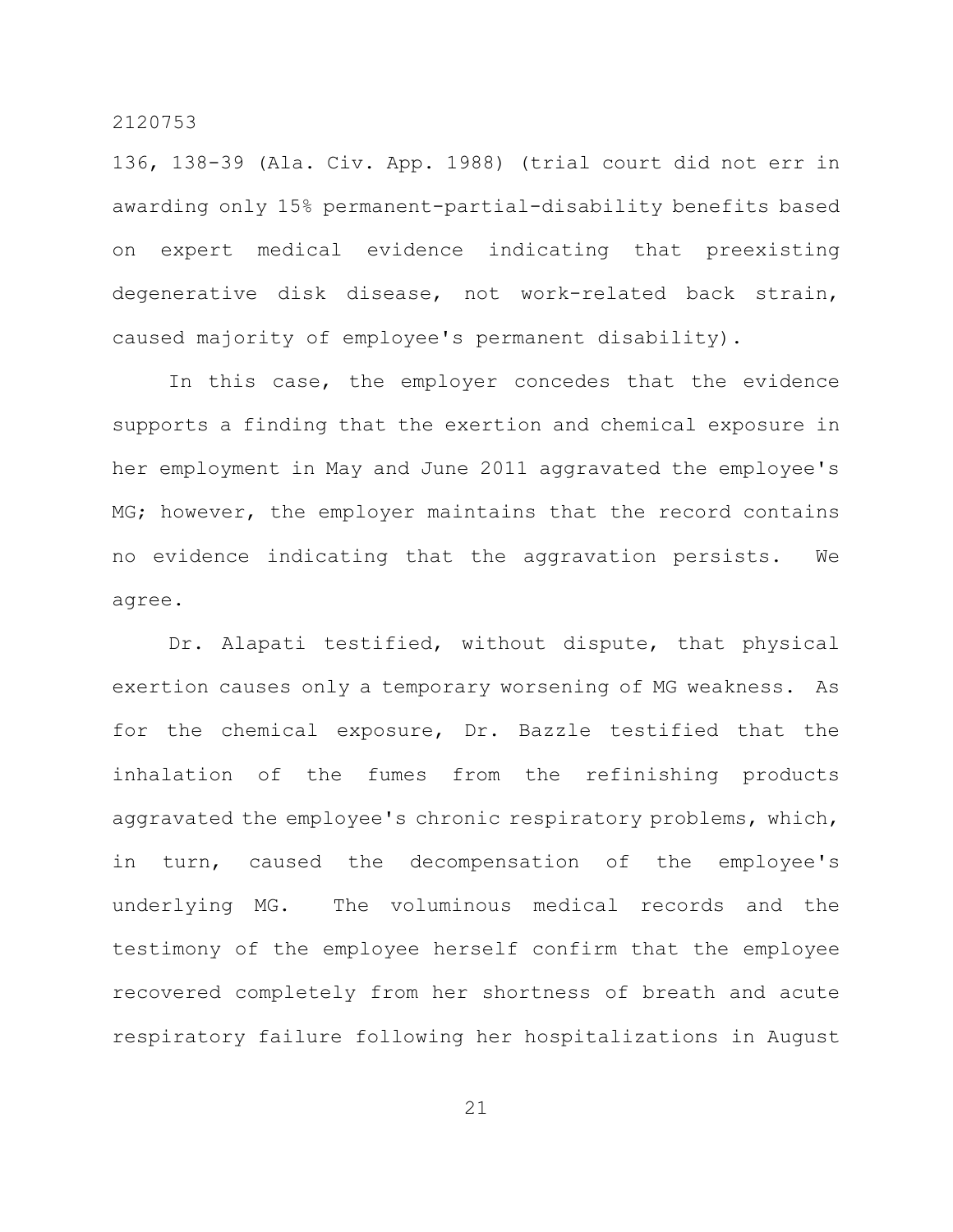136, 138-39 (Ala. Civ. App. 1988) (trial court did not err in awarding only 15% permanent-partial-disability benefits based on expert medical evidence indicating that preexisting degenerative disk disease, not work-related back strain, caused majority of employee's permanent disability).

In this case, the employer concedes that the evidence supports a finding that the exertion and chemical exposure in her employment in May and June 2011 aggravated the employee's MG; however, the employer maintains that the record contains no evidence indicating that the aggravation persists. We agree.

Dr. Alapati testified, without dispute, that physical exertion causes only a temporary worsening of MG weakness. As for the chemical exposure, Dr. Bazzle testified that the inhalation of the fumes from the refinishing products aggravated the employee's chronic respiratory problems, which, in turn, caused the decompensation of the employee's underlying MG. The voluminous medical records and the testimony of the employee herself confirm that the employee recovered completely from her shortness of breath and acute respiratory failure following her hospitalizations in August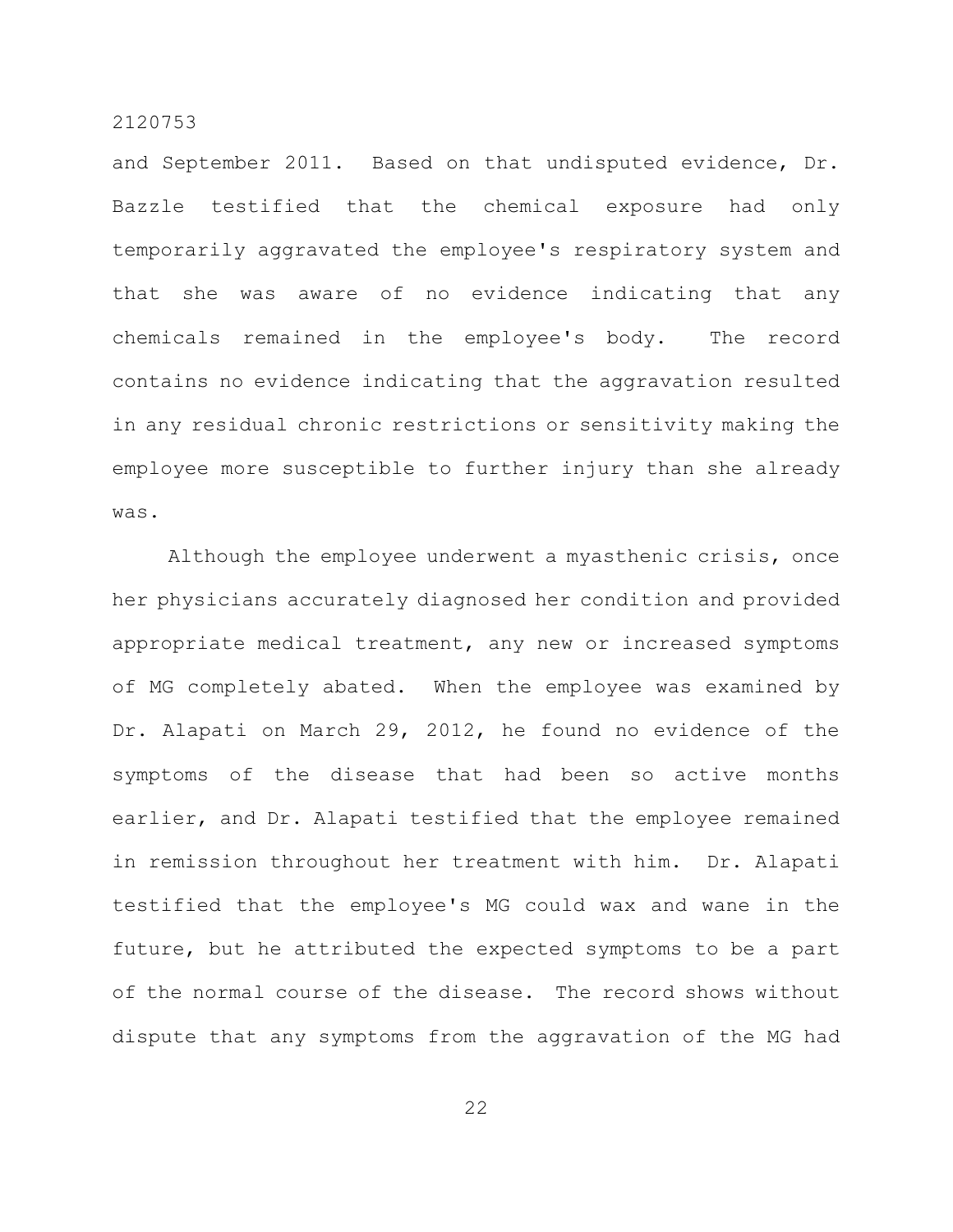and September 2011. Based on that undisputed evidence, Dr. Bazzle testified that the chemical exposure had only temporarily aggravated the employee's respiratory system and that she was aware of no evidence indicating that any chemicals remained in the employee's body. The record contains no evidence indicating that the aggravation resulted in any residual chronic restrictions or sensitivity making the employee more susceptible to further injury than she already was.

Although the employee underwent a myasthenic crisis, once her physicians accurately diagnosed her condition and provided appropriate medical treatment, any new or increased symptoms of MG completely abated. When the employee was examined by Dr. Alapati on March 29, 2012, he found no evidence of the symptoms of the disease that had been so active months earlier, and Dr. Alapati testified that the employee remained in remission throughout her treatment with him. Dr. Alapati testified that the employee's MG could wax and wane in the future, but he attributed the expected symptoms to be a part of the normal course of the disease. The record shows without dispute that any symptoms from the aggravation of the MG had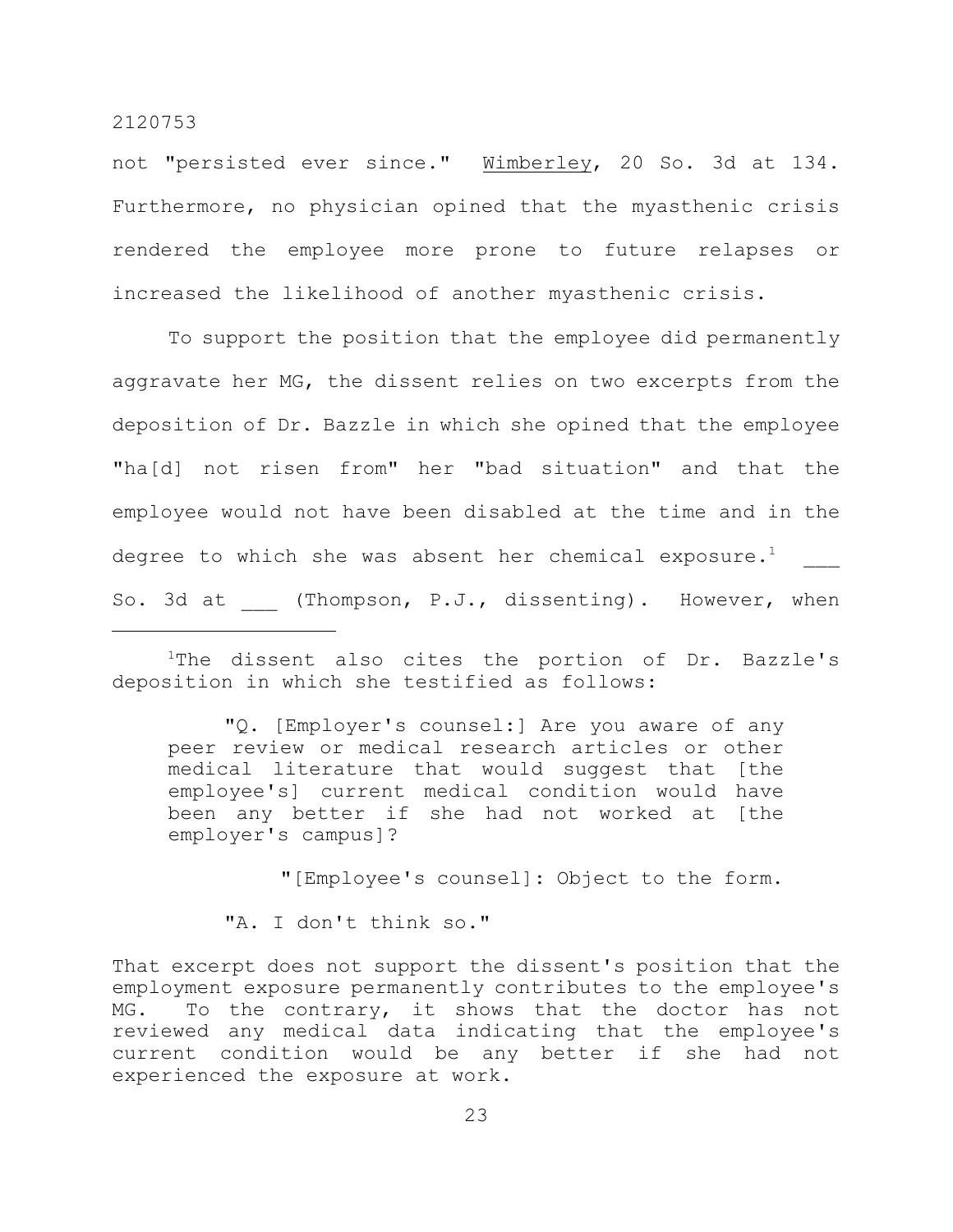not "persisted ever since." Wimberley, 20 So. 3d at 134. Furthermore, no physician opined that the myasthenic crisis rendered the employee more prone to future relapses or increased the likelihood of another myasthenic crisis.

To support the position that the employee did permanently aggravate her MG, the dissent relies on two excerpts from the deposition of Dr. Bazzle in which she opined that the employee "ha[d] not risen from" her "bad situation" and that the employee would not have been disabled at the time and in the degree to which she was absent her chemical exposure.[1] ___ So. 3d at ___ (Thompson, P.J., dissenting). However, when

---

[1]The dissent also cites the portion of Dr. Bazzle's deposition in which she testified as follows:

> "Q. [Employer's counsel:] Are you aware of any peer review or medical research articles or other medical literature that would suggest that [the employee's] current medical condition would have been any better if she had not worked at [the employer's campus]?
>
> "[Employee's counsel]: Object to the form.
>
> "A. I don't think so."

That excerpt does not support the dissent's position that the employment exposure permanently contributes to the employee's MG. To the contrary, it shows that the doctor has not reviewed any medical data indicating that the employee's current condition would be any better if she had not experienced the exposure at work.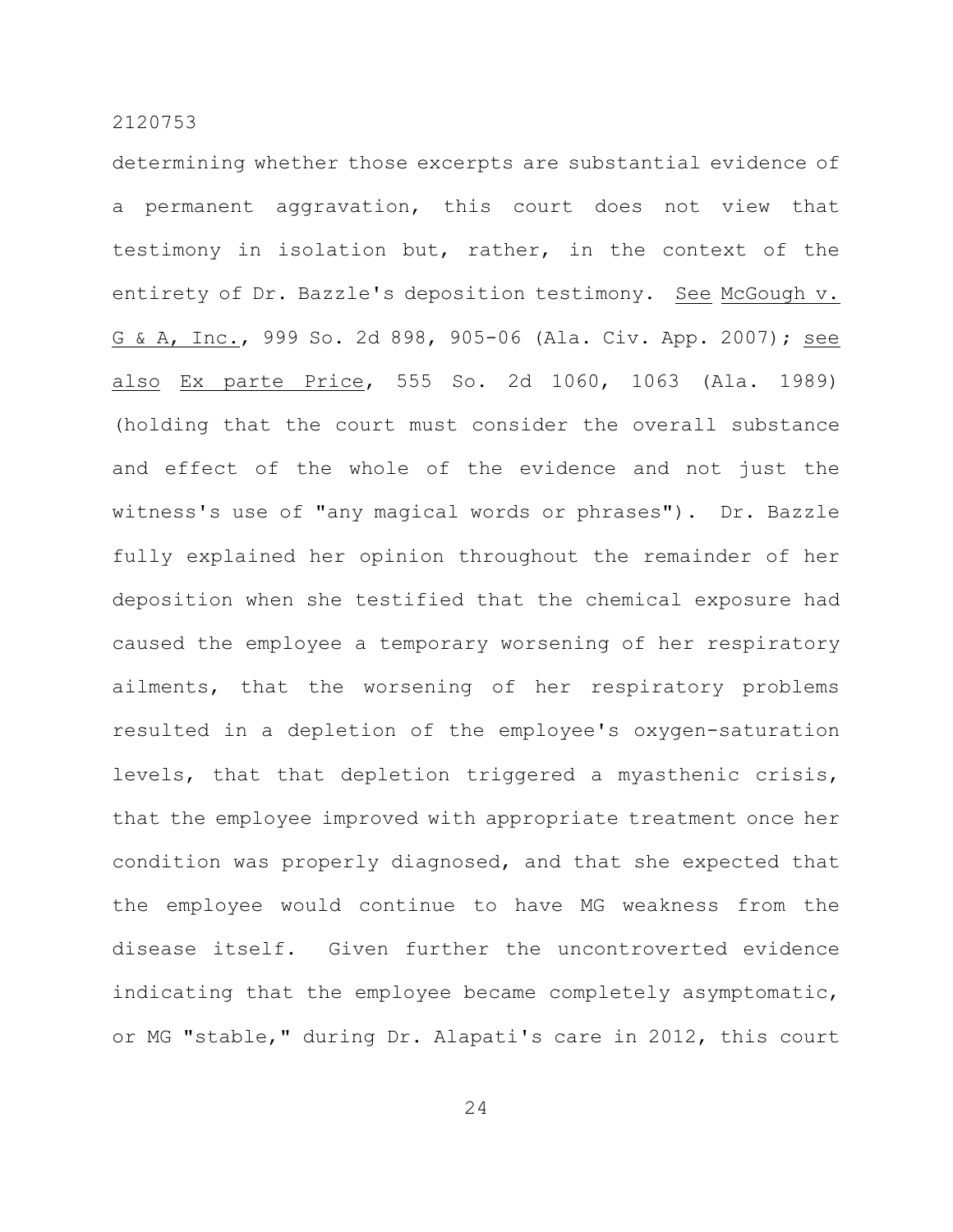determining whether those excerpts are substantial evidence of a permanent aggravation, this court does not view that testimony in isolation but, rather, in the context of the entirety of Dr. Bazzle's deposition testimony. See McGough v. G & A, Inc., 999 So. 2d 898, 905-06 (Ala. Civ. App. 2007); see also Ex parte Price, 555 So. 2d 1060, 1063 (Ala. 1989) (holding that the court must consider the overall substance and effect of the whole of the evidence and not just the witness's use of "any magical words or phrases"). Dr. Bazzle fully explained her opinion throughout the remainder of her deposition when she testified that the chemical exposure had caused the employee a temporary worsening of her respiratory ailments, that the worsening of her respiratory problems resulted in a depletion of the employee's oxygen-saturation levels, that that depletion triggered a myasthenic crisis, that the employee improved with appropriate treatment once her condition was properly diagnosed, and that she expected that the employee would continue to have MG weakness from the disease itself. Given further the uncontroverted evidence indicating that the employee became completely asymptomatic, or MG "stable," during Dr. Alapati's care in 2012, this court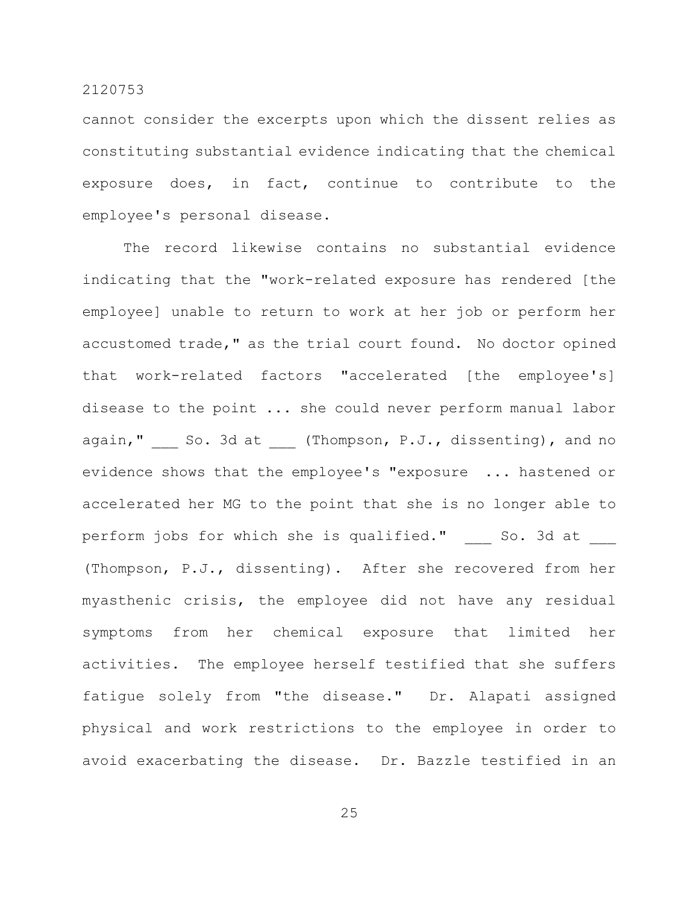cannot consider the excerpts upon which the dissent relies as constituting substantial evidence indicating that the chemical exposure does, in fact, continue to contribute to the employee's personal disease.

The record likewise contains no substantial evidence indicating that the "work-related exposure has rendered [the employee] unable to return to work at her job or perform her accustomed trade," as the trial court found. No doctor opined that work-related factors "accelerated [the employee's] disease to the point ... she could never perform manual labor again," ___ So. 3d at ___ (Thompson, P.J., dissenting), and no evidence shows that the employee's "exposure ... hastened or accelerated her MG to the point that she is no longer able to perform jobs for which she is qualified." ___ So. 3d at ___ (Thompson, P.J., dissenting). After she recovered from her myasthenic crisis, the employee did not have any residual symptoms from her chemical exposure that limited her activities. The employee herself testified that she suffers fatigue solely from "the disease." Dr. Alapati assigned physical and work restrictions to the employee in order to avoid exacerbating the disease. Dr. Bazzle testified in an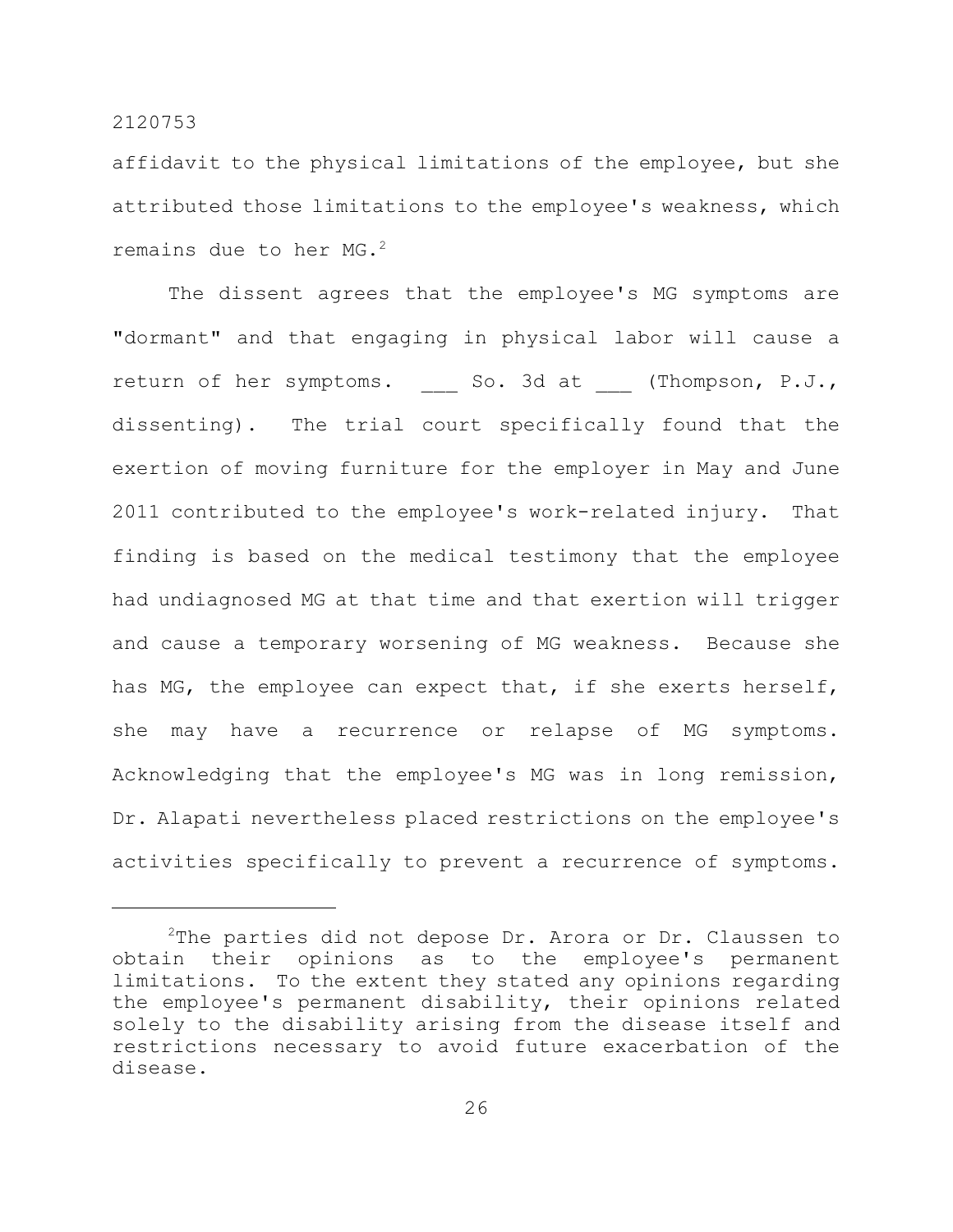affidavit to the physical limitations of the employee, but she attributed those limitations to the employee's weakness, which remains due to her MG.[2]

The dissent agrees that the employee's MG symptoms are "dormant" and that engaging in physical labor will cause a return of her symptoms. ___ So. 3d at ___ (Thompson, P.J., dissenting). The trial court specifically found that the exertion of moving furniture for the employer in May and June 2011 contributed to the employee's work-related injury. That finding is based on the medical testimony that the employee had undiagnosed MG at that time and that exertion will trigger and cause a temporary worsening of MG weakness. Because she has MG, the employee can expect that, if she exerts herself, she may have a recurrence or relapse of MG symptoms. Acknowledging that the employee's MG was in long remission, Dr. Alapati nevertheless placed restrictions on the employee's activities specifically to prevent a recurrence of symptoms.

---

[2]The parties did not depose Dr. Arora or Dr. Claussen to obtain their opinions as to the employee's permanent limitations. To the extent they stated any opinions regarding the employee's permanent disability, their opinions related solely to the disability arising from the disease itself and restrictions necessary to avoid future exacerbation of the disease.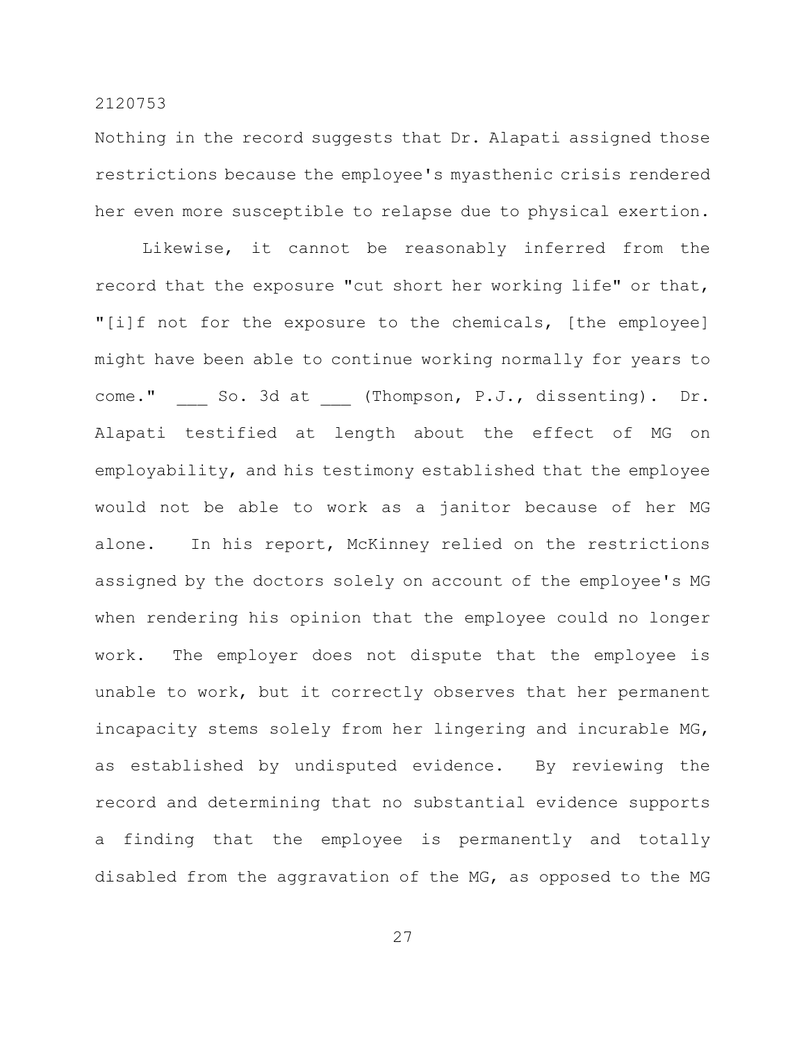Nothing in the record suggests that Dr. Alapati assigned those restrictions because the employee's myasthenic crisis rendered her even more susceptible to relapse due to physical exertion.

Likewise, it cannot be reasonably inferred from the record that the exposure "cut short her working life" or that, "[i]f not for the exposure to the chemicals, [the employee] might have been able to continue working normally for years to come." ___ So. 3d at ___ (Thompson, P.J., dissenting). Dr. Alapati testified at length about the effect of MG on employability, and his testimony established that the employee would not be able to work as a janitor because of her MG alone. In his report, McKinney relied on the restrictions assigned by the doctors solely on account of the employee's MG when rendering his opinion that the employee could no longer work. The employer does not dispute that the employee is unable to work, but it correctly observes that her permanent incapacity stems solely from her lingering and incurable MG, as established by undisputed evidence. By reviewing the record and determining that no substantial evidence supports a finding that the employee is permanently and totally disabled from the aggravation of the MG, as opposed to the MG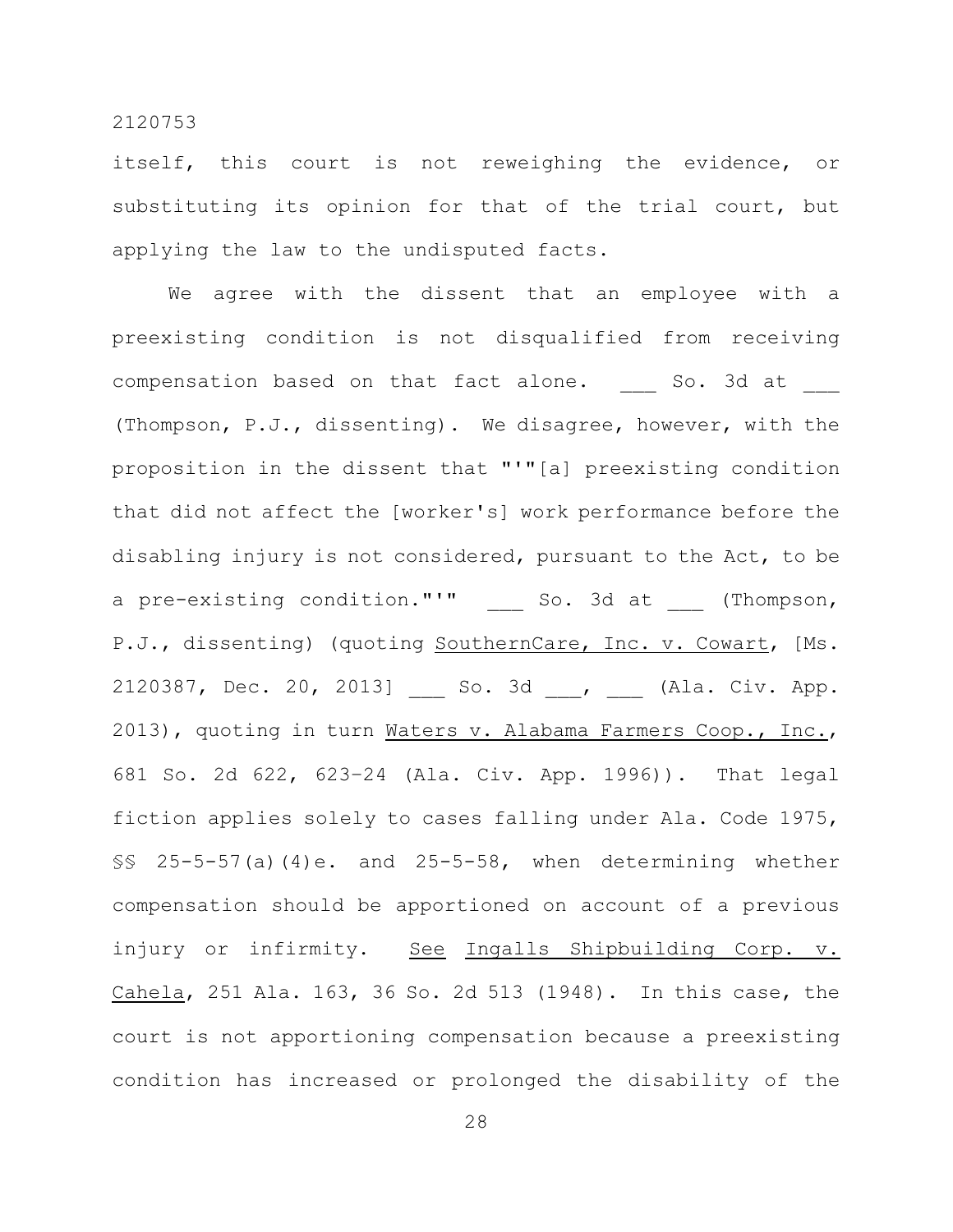itself, this court is not reweighing the evidence, or substituting its opinion for that of the trial court, but applying the law to the undisputed facts.

We agree with the dissent that an employee with a preexisting condition is not disqualified from receiving compensation based on that fact alone. ___ So. 3d at ___ (Thompson, P.J., dissenting). We disagree, however, with the proposition in the dissent that "'"[a] preexisting condition that did not affect the [worker's] work performance before the disabling injury is not considered, pursuant to the Act, to be a pre-existing condition."'" ___ So. 3d at ___ (Thompson, P.J., dissenting) (quoting <u>SouthernCare, Inc. v. Cowart</u>, [Ms. 2120387, Dec. 20, 2013] ___ So. 3d ___, ___ (Ala. Civ. App. 2013), quoting in turn <u>Waters v. Alabama Farmers Coop., Inc.</u>, 681 So. 2d 622, 623–24 (Ala. Civ. App. 1996)). That legal fiction applies solely to cases falling under Ala. Code 1975, §§ 25-5-57(a)(4)e. and 25-5-58, when determining whether compensation should be apportioned on account of a previous injury or infirmity. <u>See</u> <u>Ingalls Shipbuilding Corp. v. Cahela</u>, 251 Ala. 163, 36 So. 2d 513 (1948). In this case, the court is not apportioning compensation because a preexisting condition has increased or prolonged the disability of the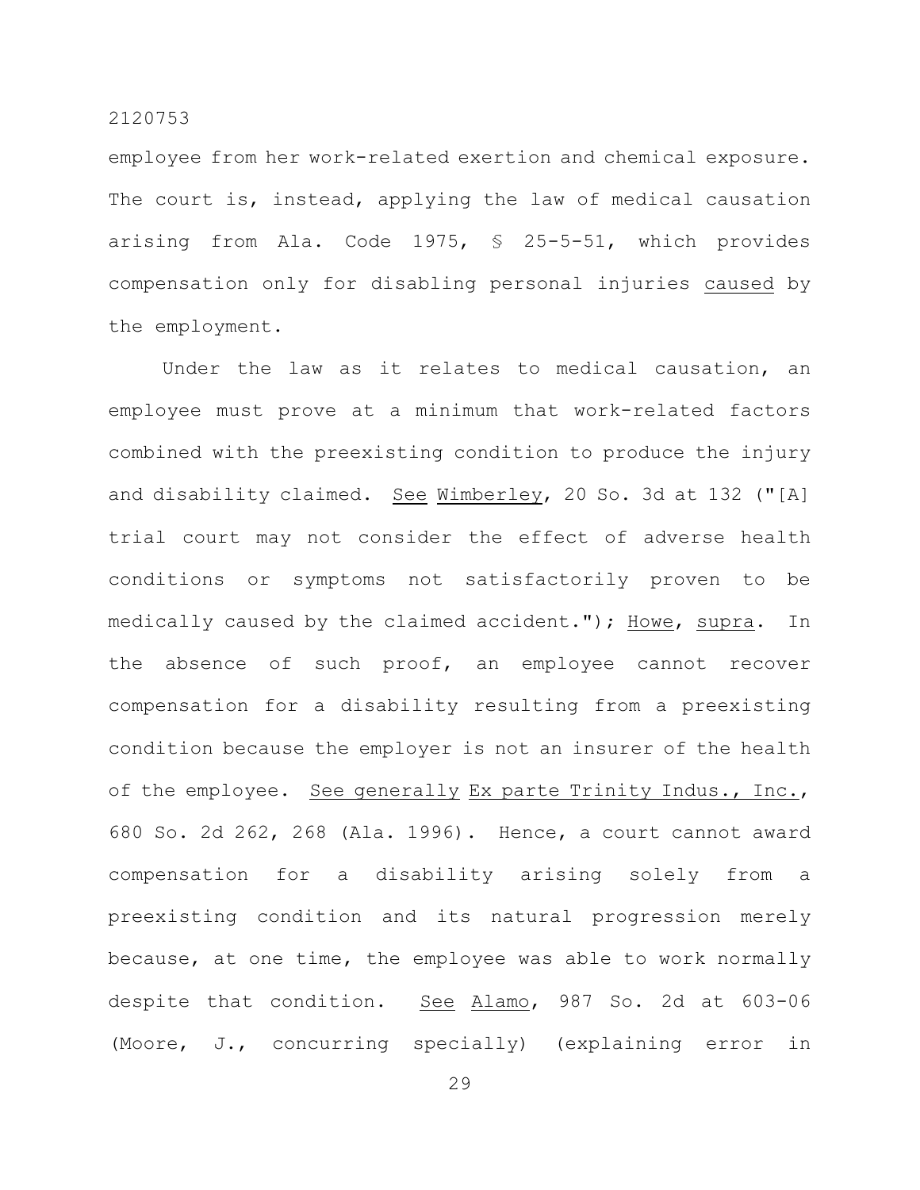employee from her work-related exertion and chemical exposure. The court is, instead, applying the law of medical causation arising from Ala. Code 1975, § 25-5-51, which provides compensation only for disabling personal injuries caused by the employment.

Under the law as it relates to medical causation, an employee must prove at a minimum that work-related factors combined with the preexisting condition to produce the injury and disability claimed. See Wimberley, 20 So. 3d at 132 ("[A] trial court may not consider the effect of adverse health conditions or symptoms not satisfactorily proven to be medically caused by the claimed accident."); Howe, supra. In the absence of such proof, an employee cannot recover compensation for a disability resulting from a preexisting condition because the employer is not an insurer of the health of the employee. See generally Ex parte Trinity Indus., Inc., 680 So. 2d 262, 268 (Ala. 1996). Hence, a court cannot award compensation for a disability arising solely from a preexisting condition and its natural progression merely because, at one time, the employee was able to work normally despite that condition. See Alamo, 987 So. 2d at 603-06 (Moore, J., concurring specially) (explaining error in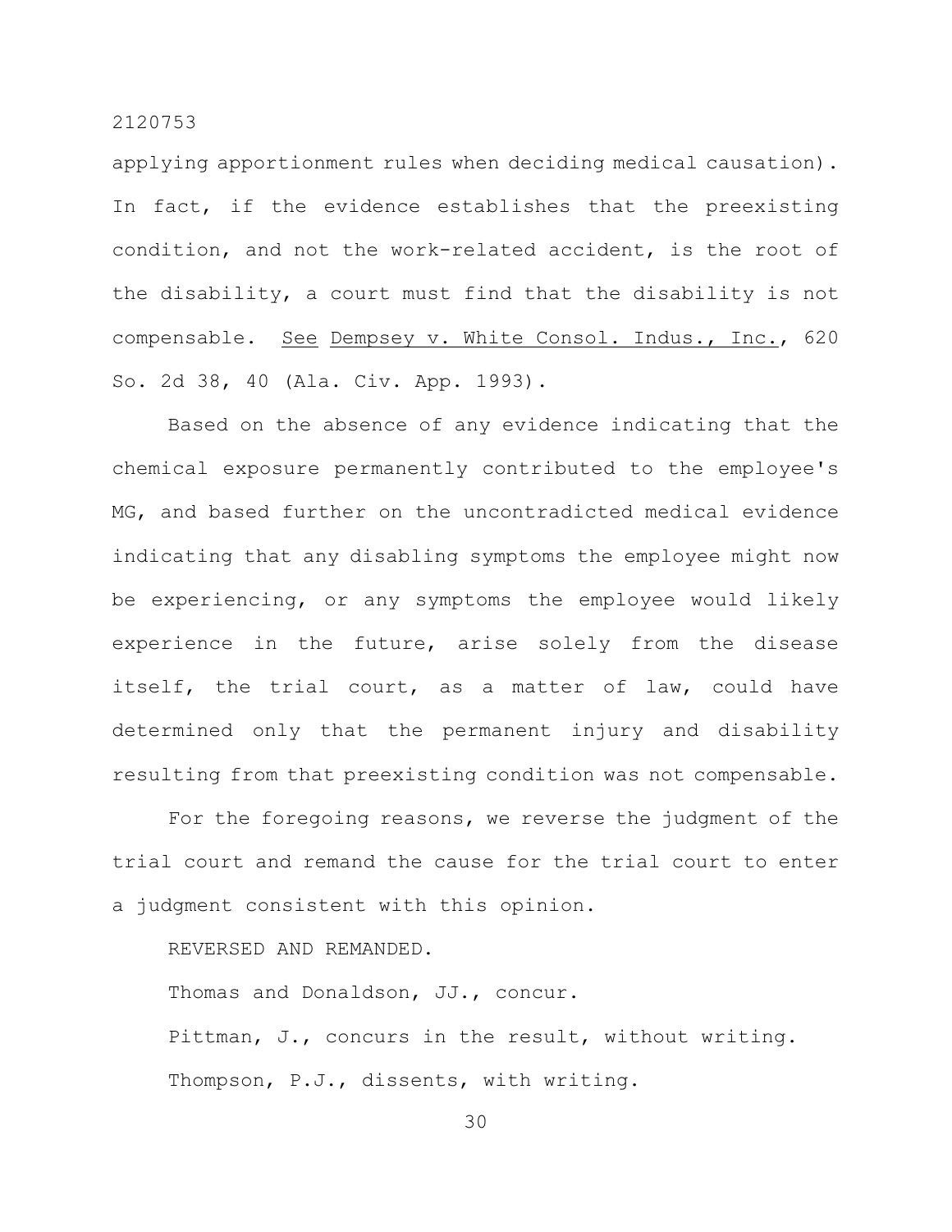applying apportionment rules when deciding medical causation). In fact, if the evidence establishes that the preexisting condition, and not the work-related accident, is the root of the disability, a court must find that the disability is not compensable. See Dempsey v. White Consol. Indus., Inc., 620 So. 2d 38, 40 (Ala. Civ. App. 1993).

Based on the absence of any evidence indicating that the chemical exposure permanently contributed to the employee's MG, and based further on the uncontradicted medical evidence indicating that any disabling symptoms the employee might now be experiencing, or any symptoms the employee would likely experience in the future, arise solely from the disease itself, the trial court, as a matter of law, could have determined only that the permanent injury and disability resulting from that preexisting condition was not compensable.

For the foregoing reasons, we reverse the judgment of the trial court and remand the cause for the trial court to enter a judgment consistent with this opinion.

REVERSED AND REMANDED.

Thomas and Donaldson, JJ., concur.

Pittman, J., concurs in the result, without writing.

Thompson, P.J., dissents, with writing.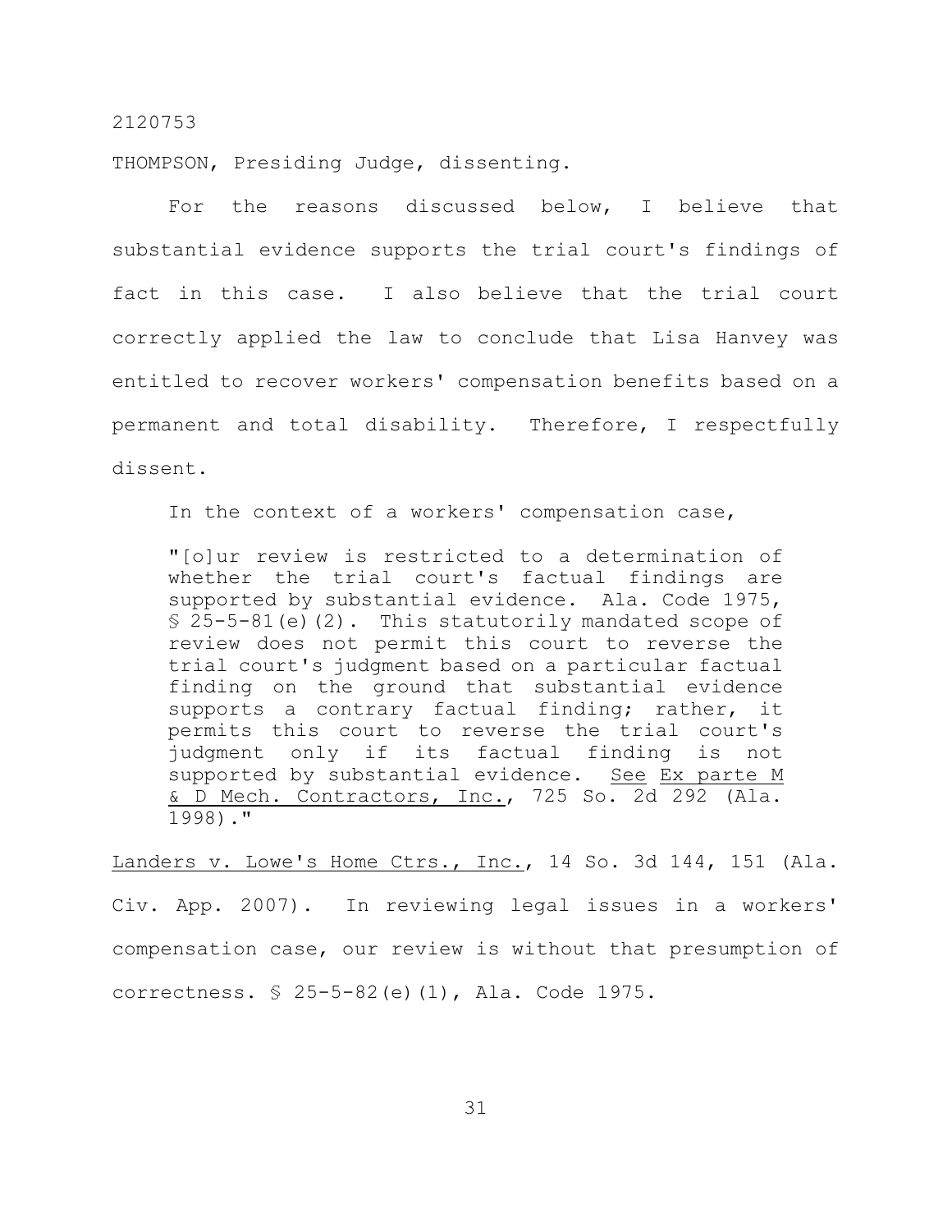2120753

THOMPSON, Presiding Judge, dissenting.

For the reasons discussed below, I believe that substantial evidence supports the trial court's findings of fact in this case. I also believe that the trial court correctly applied the law to conclude that Lisa Hanvey was entitled to recover workers' compensation benefits based on a permanent and total disability. Therefore, I respectfully dissent.

In the context of a workers' compensation case,

> "[o]ur review is restricted to a determination of whether the trial court's factual findings are supported by substantial evidence. Ala. Code 1975, § 25-5-81(e)(2). This statutorily mandated scope of review does not permit this court to reverse the trial court's judgment based on a particular factual finding on the ground that substantial evidence supports a contrary factual finding; rather, it permits this court to reverse the trial court's judgment only if its factual finding is not supported by substantial evidence. _See_ _Ex parte M & D Mech. Contractors, Inc._, 725 So. 2d 292 (Ala. 1998)."

_Landers v. Lowe's Home Ctrs., Inc._, 14 So. 3d 144, 151 (Ala. Civ. App. 2007). In reviewing legal issues in a workers' compensation case, our review is without that presumption of correctness. § 25-5-82(e)(1), Ala. Code 1975.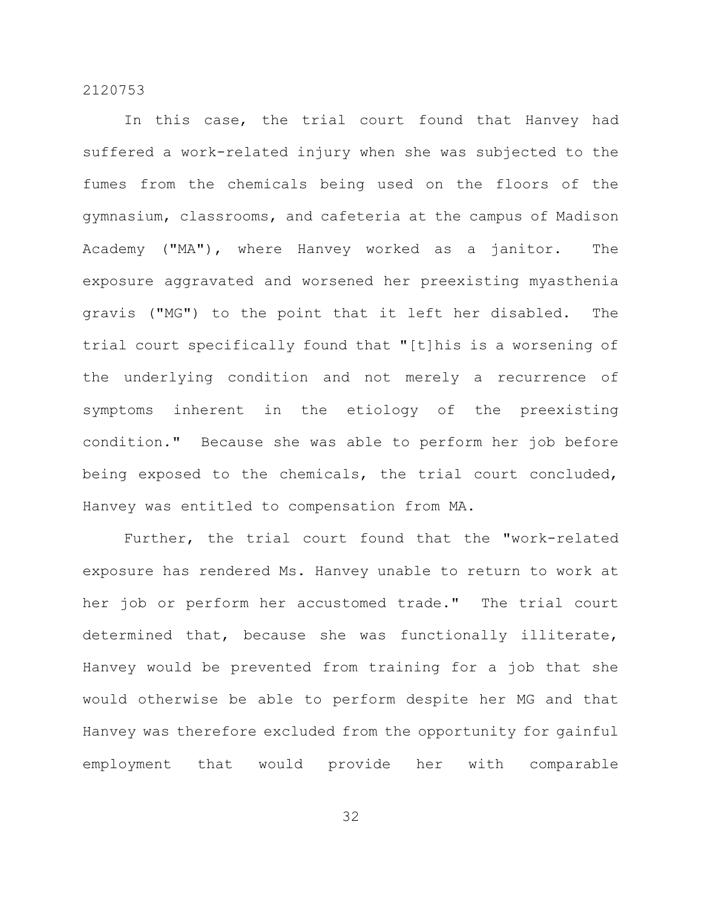In this case, the trial court found that Hanvey had suffered a work-related injury when she was subjected to the fumes from the chemicals being used on the floors of the gymnasium, classrooms, and cafeteria at the campus of Madison Academy ("MA"), where Hanvey worked as a janitor. The exposure aggravated and worsened her preexisting myasthenia gravis ("MG") to the point that it left her disabled. The trial court specifically found that "[t]his is a worsening of the underlying condition and not merely a recurrence of symptoms inherent in the etiology of the preexisting condition." Because she was able to perform her job before being exposed to the chemicals, the trial court concluded, Hanvey was entitled to compensation from MA.

Further, the trial court found that the "work-related exposure has rendered Ms. Hanvey unable to return to work at her job or perform her accustomed trade." The trial court determined that, because she was functionally illiterate, Hanvey would be prevented from training for a job that she would otherwise be able to perform despite her MG and that Hanvey was therefore excluded from the opportunity for gainful employment that would provide her with comparable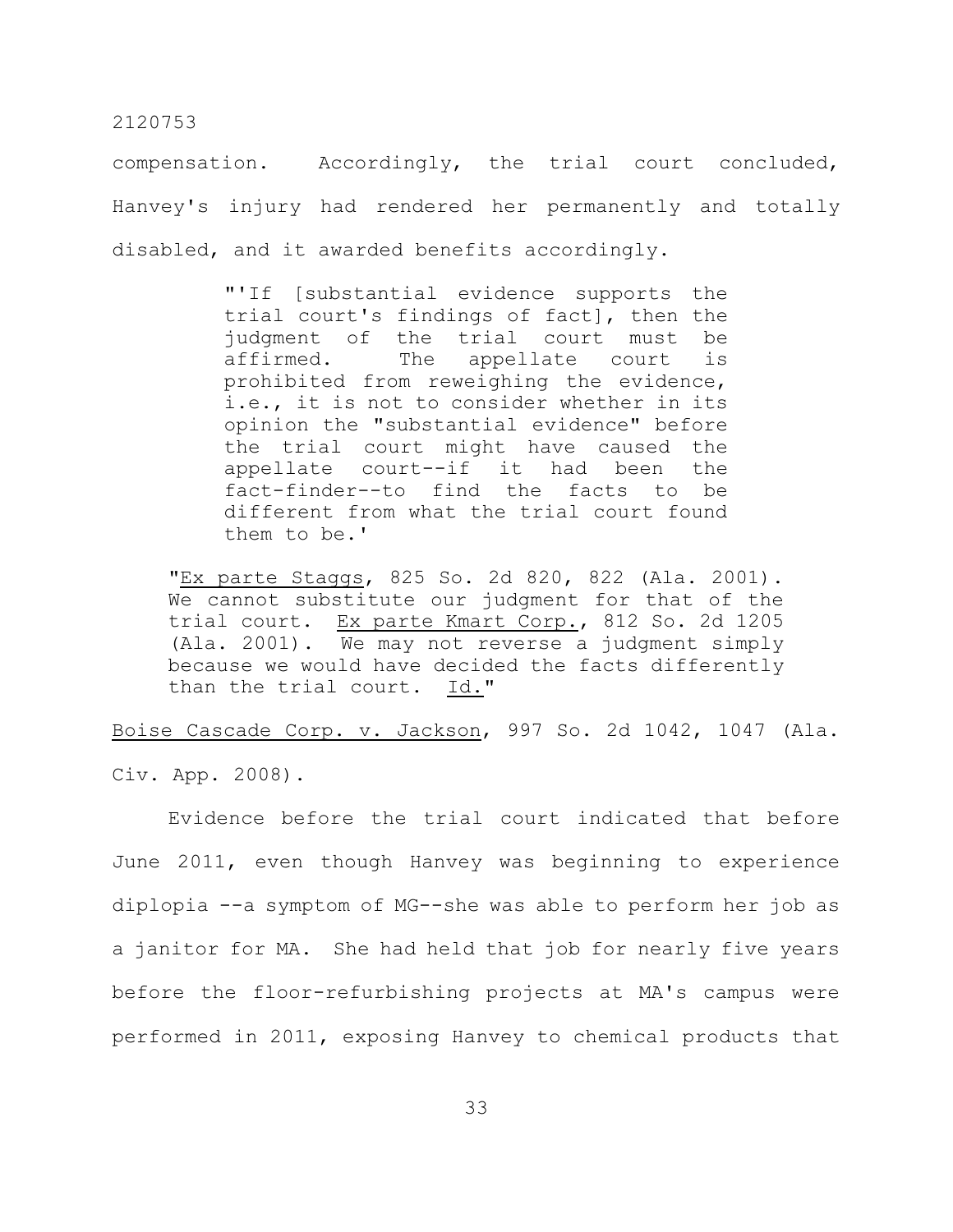compensation. Accordingly, the trial court concluded, Hanvey's injury had rendered her permanently and totally disabled, and it awarded benefits accordingly.

> "'If [substantial evidence supports the trial court's findings of fact], then the judgment of the trial court must be affirmed. The appellate court is prohibited from reweighing the evidence, i.e., it is not to consider whether in its opinion the "substantial evidence" before the trial court might have caused the appellate court--if it had been the fact-finder--to find the facts to be different from what the trial court found them to be.'
>
> "Ex parte Staggs, 825 So. 2d 820, 822 (Ala. 2001). We cannot substitute our judgment for that of the trial court. Ex parte Kmart Corp., 812 So. 2d 1205 (Ala. 2001). We may not reverse a judgment simply because we would have decided the facts differently than the trial court. Id."

Boise Cascade Corp. v. Jackson, 997 So. 2d 1042, 1047 (Ala. Civ. App. 2008).

Evidence before the trial court indicated that before June 2011, even though Hanvey was beginning to experience diplopia --a symptom of MG--she was able to perform her job as a janitor for MA. She had held that job for nearly five years before the floor-refurbishing projects at MA's campus were performed in 2011, exposing Hanvey to chemical products that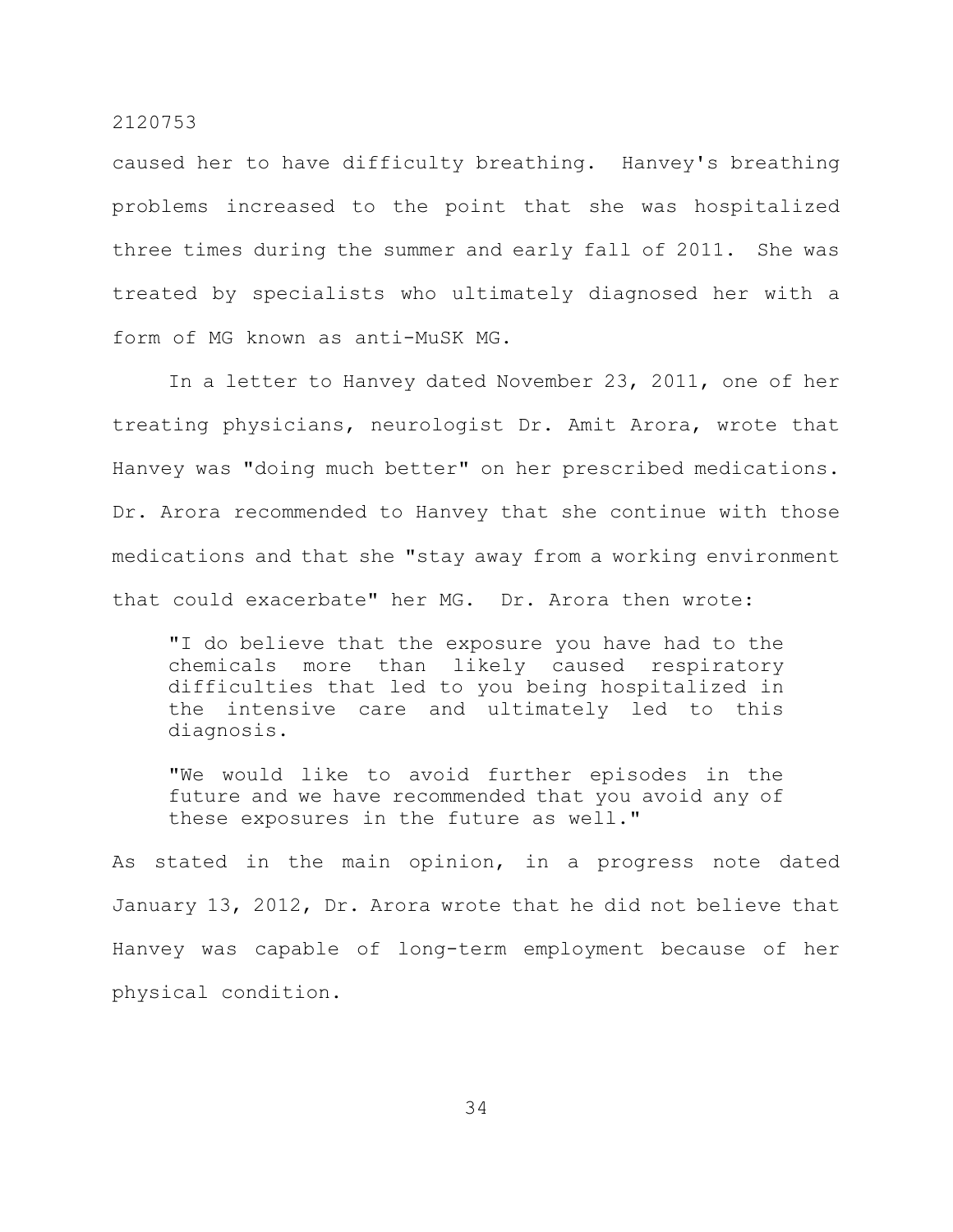caused her to have difficulty breathing. Hanvey's breathing problems increased to the point that she was hospitalized three times during the summer and early fall of 2011. She was treated by specialists who ultimately diagnosed her with a form of MG known as anti-MuSK MG.

In a letter to Hanvey dated November 23, 2011, one of her treating physicians, neurologist Dr. Amit Arora, wrote that Hanvey was "doing much better" on her prescribed medications. Dr. Arora recommended to Hanvey that she continue with those medications and that she "stay away from a working environment that could exacerbate" her MG. Dr. Arora then wrote:

> "I do believe that the exposure you have had to the chemicals more than likely caused respiratory difficulties that led to you being hospitalized in the intensive care and ultimately led to this diagnosis.
>
> "We would like to avoid further episodes in the future and we have recommended that you avoid any of these exposures in the future as well."

As stated in the main opinion, in a progress note dated January 13, 2012, Dr. Arora wrote that he did not believe that Hanvey was capable of long-term employment because of her physical condition.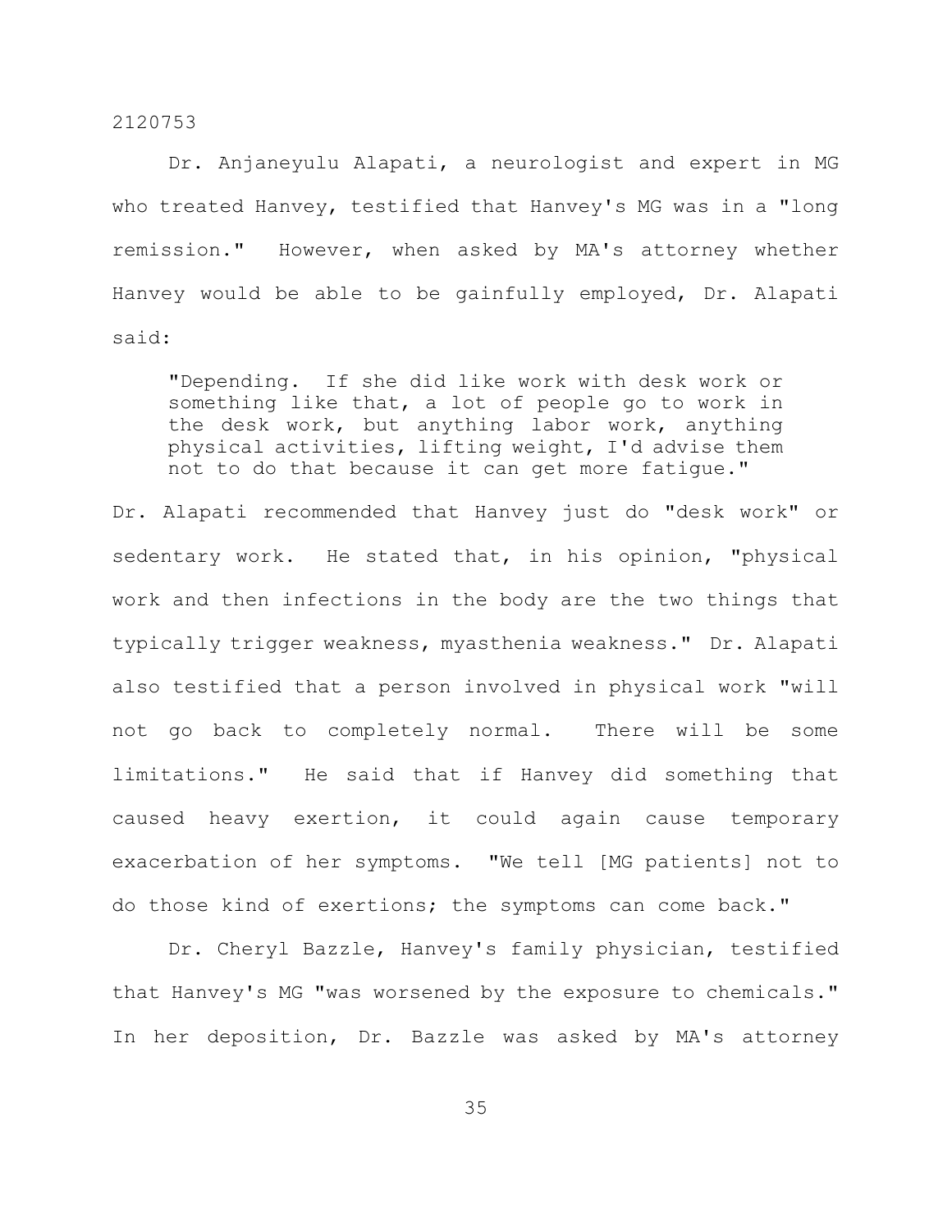Dr. Anjaneyulu Alapati, a neurologist and expert in MG who treated Hanvey, testified that Hanvey's MG was in a "long remission." However, when asked by MA's attorney whether Hanvey would be able to be gainfully employed, Dr. Alapati said:

> "Depending. If she did like work with desk work or something like that, a lot of people go to work in the desk work, but anything labor work, anything physical activities, lifting weight, I'd advise them not to do that because it can get more fatigue."

Dr. Alapati recommended that Hanvey just do "desk work" or sedentary work. He stated that, in his opinion, "physical work and then infections in the body are the two things that typically trigger weakness, myasthenia weakness." Dr. Alapati also testified that a person involved in physical work "will not go back to completely normal. There will be some limitations." He said that if Hanvey did something that caused heavy exertion, it could again cause temporary exacerbation of her symptoms. "We tell [MG patients] not to do those kind of exertions; the symptoms can come back."

Dr. Cheryl Bazzle, Hanvey's family physician, testified that Hanvey's MG "was worsened by the exposure to chemicals." In her deposition, Dr. Bazzle was asked by MA's attorney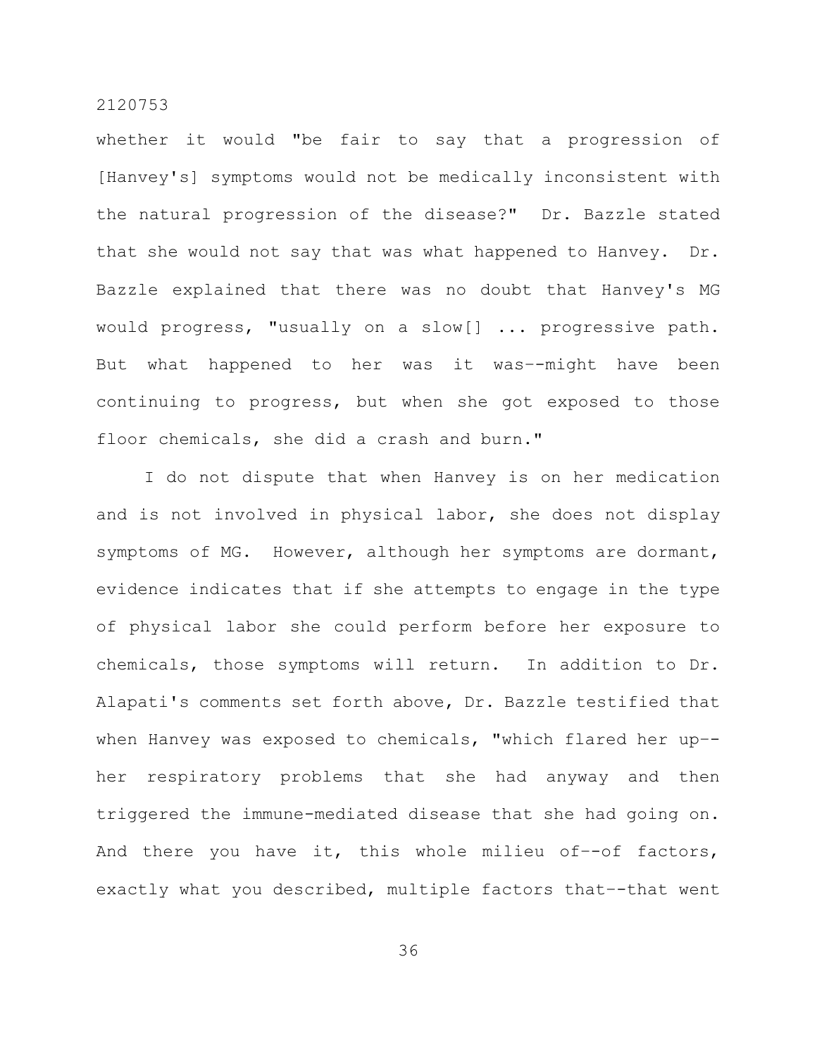whether it would "be fair to say that a progression of [Hanvey's] symptoms would not be medically inconsistent with the natural progression of the disease?" Dr. Bazzle stated that she would not say that was what happened to Hanvey. Dr. Bazzle explained that there was no doubt that Hanvey's MG would progress, "usually on a slow[] ... progressive path. But what happened to her was it was--might have been continuing to progress, but when she got exposed to those floor chemicals, she did a crash and burn."

I do not dispute that when Hanvey is on her medication and is not involved in physical labor, she does not display symptoms of MG. However, although her symptoms are dormant, evidence indicates that if she attempts to engage in the type of physical labor she could perform before her exposure to chemicals, those symptoms will return. In addition to Dr. Alapati's comments set forth above, Dr. Bazzle testified that when Hanvey was exposed to chemicals, "which flared her up--her respiratory problems that she had anyway and then triggered the immune-mediated disease that she had going on. And there you have it, this whole milieu of--of factors, exactly what you described, multiple factors that--that went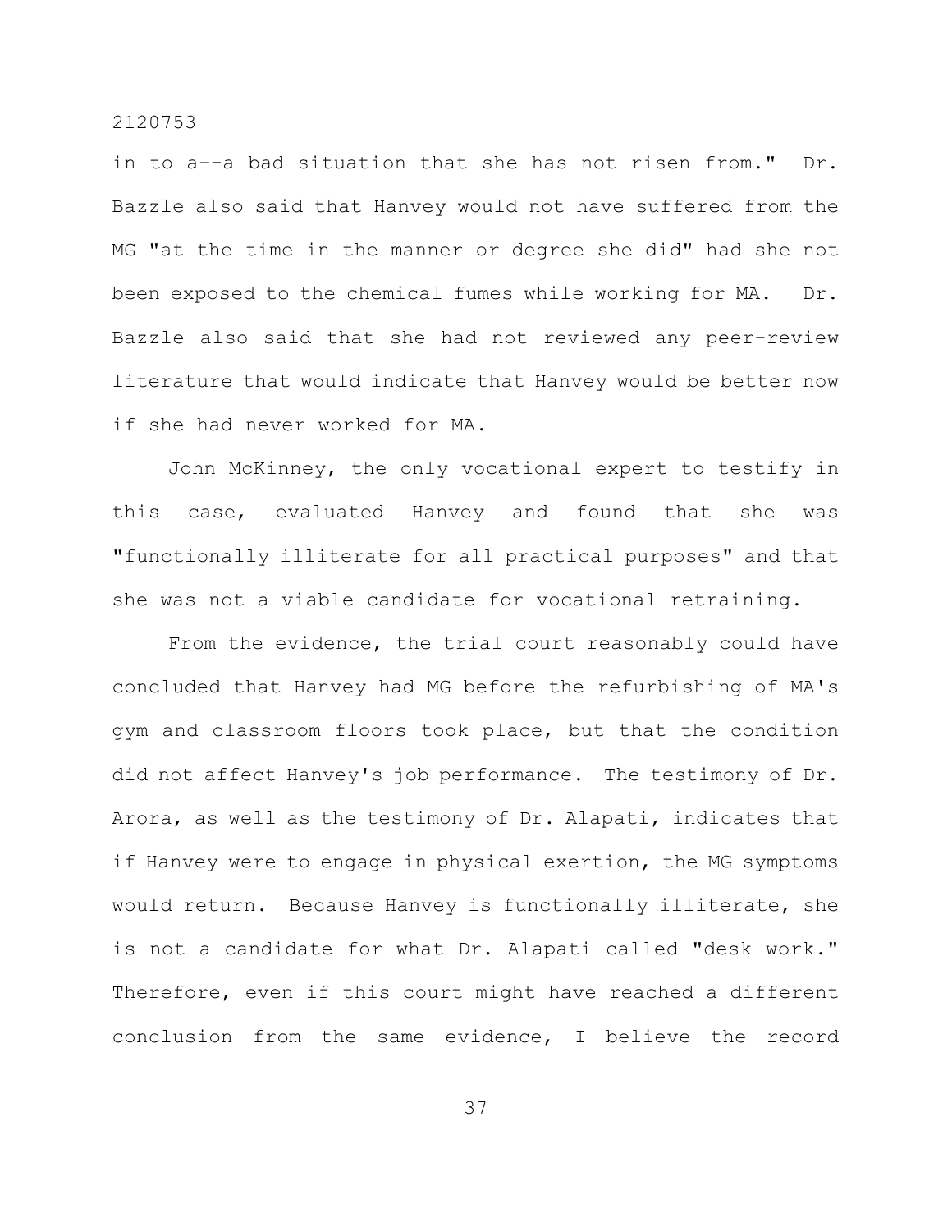in to a--a bad situation <u>that she has not risen from</u>." Dr. Bazzle also said that Hanvey would not have suffered from the MG "at the time in the manner or degree she did" had she not been exposed to the chemical fumes while working for MA. Dr. Bazzle also said that she had not reviewed any peer-review literature that would indicate that Hanvey would be better now if she had never worked for MA.

John McKinney, the only vocational expert to testify in this case, evaluated Hanvey and found that she was "functionally illiterate for all practical purposes" and that she was not a viable candidate for vocational retraining.

From the evidence, the trial court reasonably could have concluded that Hanvey had MG before the refurbishing of MA's gym and classroom floors took place, but that the condition did not affect Hanvey's job performance. The testimony of Dr. Arora, as well as the testimony of Dr. Alapati, indicates that if Hanvey were to engage in physical exertion, the MG symptoms would return. Because Hanvey is functionally illiterate, she is not a candidate for what Dr. Alapati called "desk work." Therefore, even if this court might have reached a different conclusion from the same evidence, I believe the record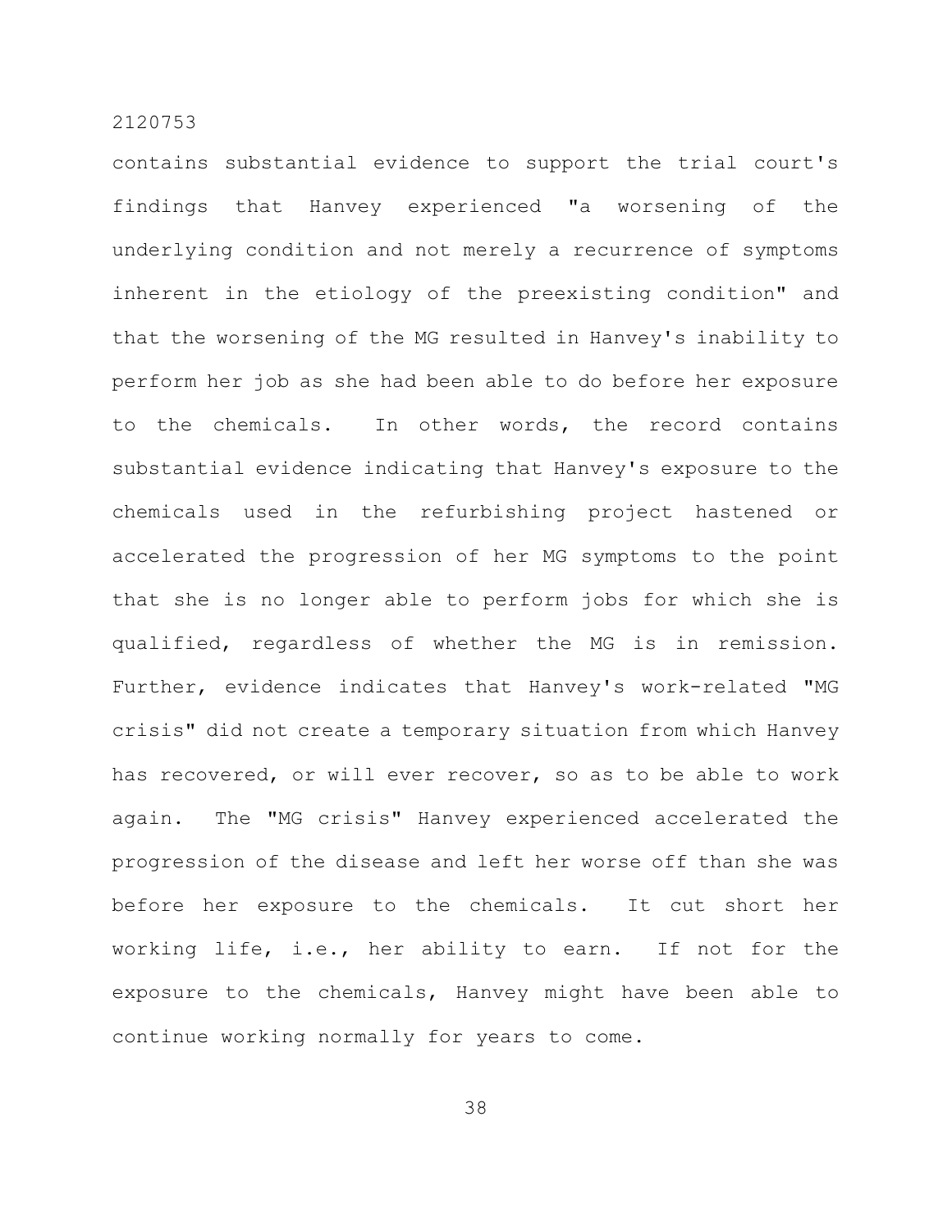contains substantial evidence to support the trial court's findings that Hanvey experienced "a worsening of the underlying condition and not merely a recurrence of symptoms inherent in the etiology of the preexisting condition" and that the worsening of the MG resulted in Hanvey's inability to perform her job as she had been able to do before her exposure to the chemicals. In other words, the record contains substantial evidence indicating that Hanvey's exposure to the chemicals used in the refurbishing project hastened or accelerated the progression of her MG symptoms to the point that she is no longer able to perform jobs for which she is qualified, regardless of whether the MG is in remission. Further, evidence indicates that Hanvey's work-related "MG crisis" did not create a temporary situation from which Hanvey has recovered, or will ever recover, so as to be able to work again. The "MG crisis" Hanvey experienced accelerated the progression of the disease and left her worse off than she was before her exposure to the chemicals. It cut short her working life, i.e., her ability to earn. If not for the exposure to the chemicals, Hanvey might have been able to continue working normally for years to come.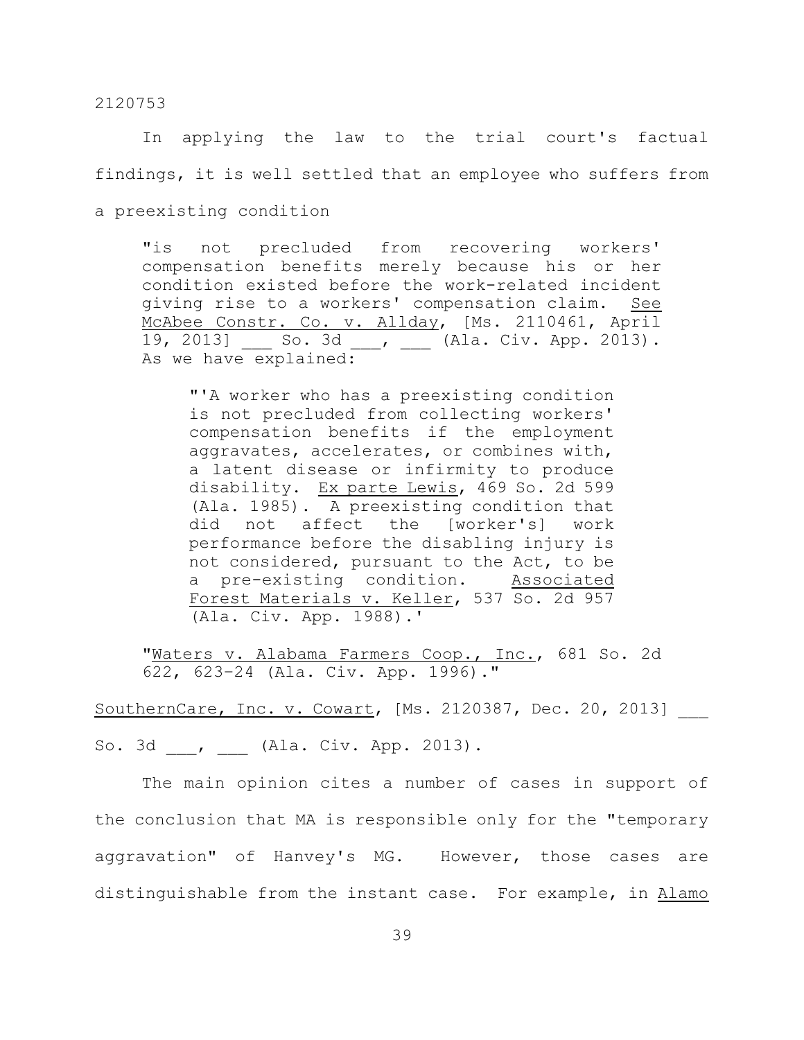In applying the law to the trial court's factual findings, it is well settled that an employee who suffers from a preexisting condition

> "is not precluded from recovering workers' compensation benefits merely because his or her condition existed before the work-related incident giving rise to a workers' compensation claim. See McAbee Constr. Co. v. Allday, [Ms. 2110461, April 19, 2013] ___ So. 3d ___, ___ (Ala. Civ. App. 2013). As we have explained:
>
> > "'A worker who has a preexisting condition is not precluded from collecting workers' compensation benefits if the employment aggravates, accelerates, or combines with, a latent disease or infirmity to produce disability. Ex parte Lewis, 469 So. 2d 599 (Ala. 1985). A preexisting condition that did not affect the [worker's] work performance before the disabling injury is not considered, pursuant to the Act, to be a pre-existing condition. Associated Forest Materials v. Keller, 537 So. 2d 957 (Ala. Civ. App. 1988).'
>
> "Waters v. Alabama Farmers Coop., Inc., 681 So. 2d 622, 623–24 (Ala. Civ. App. 1996)."

SouthernCare, Inc. v. Cowart, [Ms. 2120387, Dec. 20, 2013] ___ So. 3d ___, ___ (Ala. Civ. App. 2013).

The main opinion cites a number of cases in support of the conclusion that MA is responsible only for the "temporary aggravation" of Hanvey's MG. However, those cases are distinguishable from the instant case. For example, in Alamo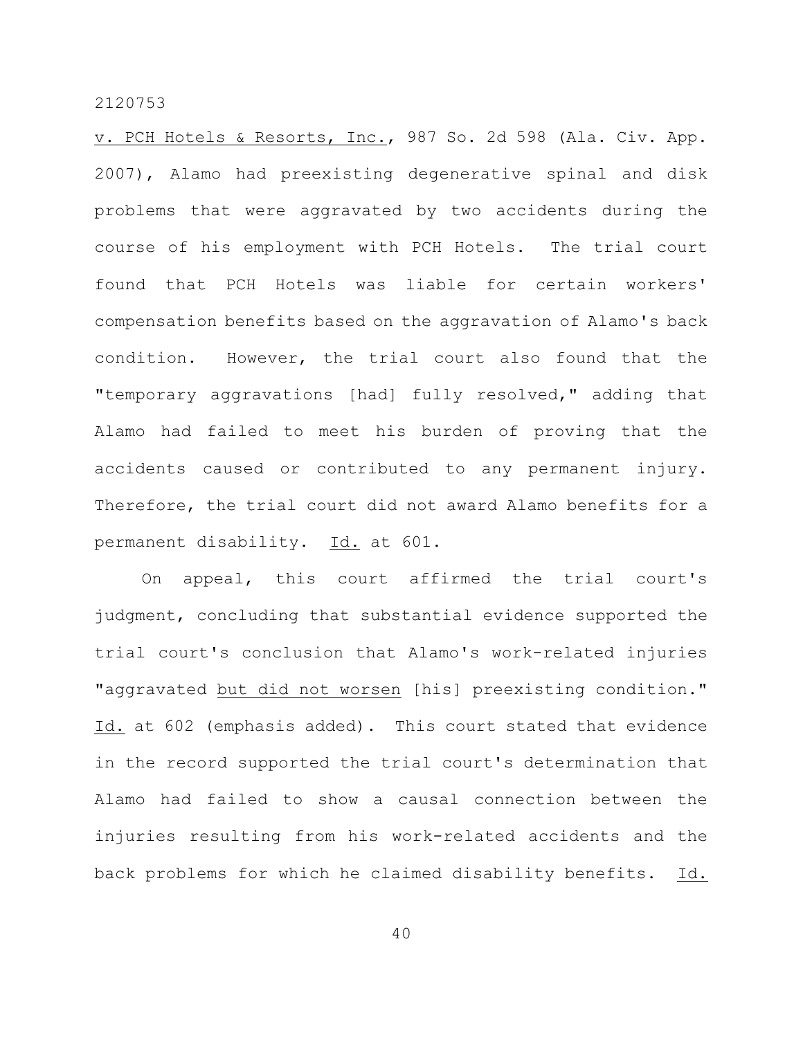v. PCH Hotels & Resorts, Inc., 987 So. 2d 598 (Ala. Civ. App. 2007), Alamo had preexisting degenerative spinal and disk problems that were aggravated by two accidents during the course of his employment with PCH Hotels. The trial court found that PCH Hotels was liable for certain workers' compensation benefits based on the aggravation of Alamo's back condition. However, the trial court also found that the "temporary aggravations [had] fully resolved," adding that Alamo had failed to meet his burden of proving that the accidents caused or contributed to any permanent injury. Therefore, the trial court did not award Alamo benefits for a permanent disability. Id. at 601.

On appeal, this court affirmed the trial court's judgment, concluding that substantial evidence supported the trial court's conclusion that Alamo's work-related injuries "aggravated but did not worsen [his] preexisting condition." Id. at 602 (emphasis added). This court stated that evidence in the record supported the trial court's determination that Alamo had failed to show a causal connection between the injuries resulting from his work-related accidents and the back problems for which he claimed disability benefits. Id.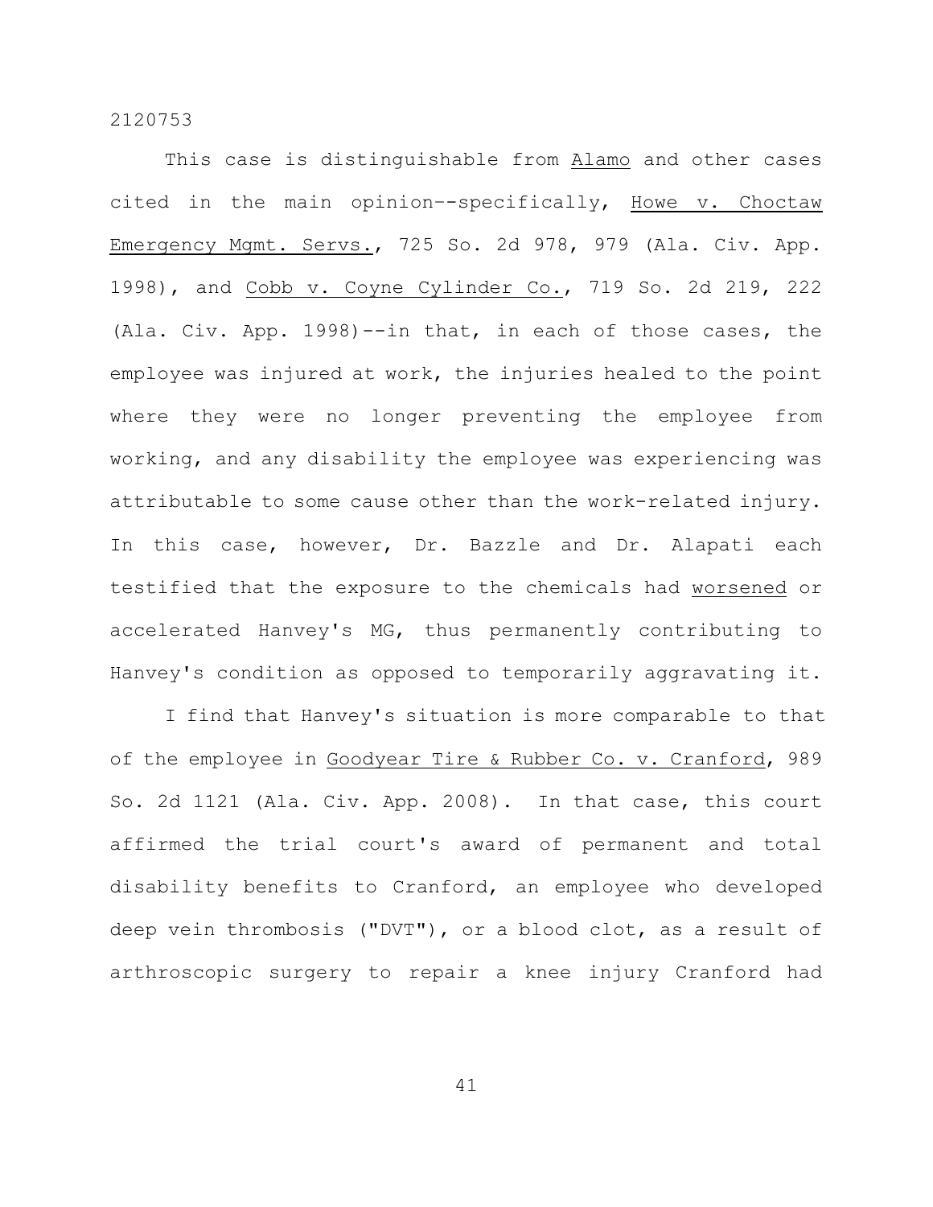This case is distinguishable from Alamo and other cases cited in the main opinion--specifically, Howe v. Choctaw Emergency Mgmt. Servs., 725 So. 2d 978, 979 (Ala. Civ. App. 1998), and Cobb v. Coyne Cylinder Co., 719 So. 2d 219, 222 (Ala. Civ. App. 1998)--in that, in each of those cases, the employee was injured at work, the injuries healed to the point where they were no longer preventing the employee from working, and any disability the employee was experiencing was attributable to some cause other than the work-related injury. In this case, however, Dr. Bazzle and Dr. Alapati each testified that the exposure to the chemicals had worsened or accelerated Hanvey's MG, thus permanently contributing to Hanvey's condition as opposed to temporarily aggravating it.

I find that Hanvey's situation is more comparable to that of the employee in Goodyear Tire & Rubber Co. v. Cranford, 989 So. 2d 1121 (Ala. Civ. App. 2008). In that case, this court affirmed the trial court's award of permanent and total disability benefits to Cranford, an employee who developed deep vein thrombosis ("DVT"), or a blood clot, as a result of arthroscopic surgery to repair a knee injury Cranford had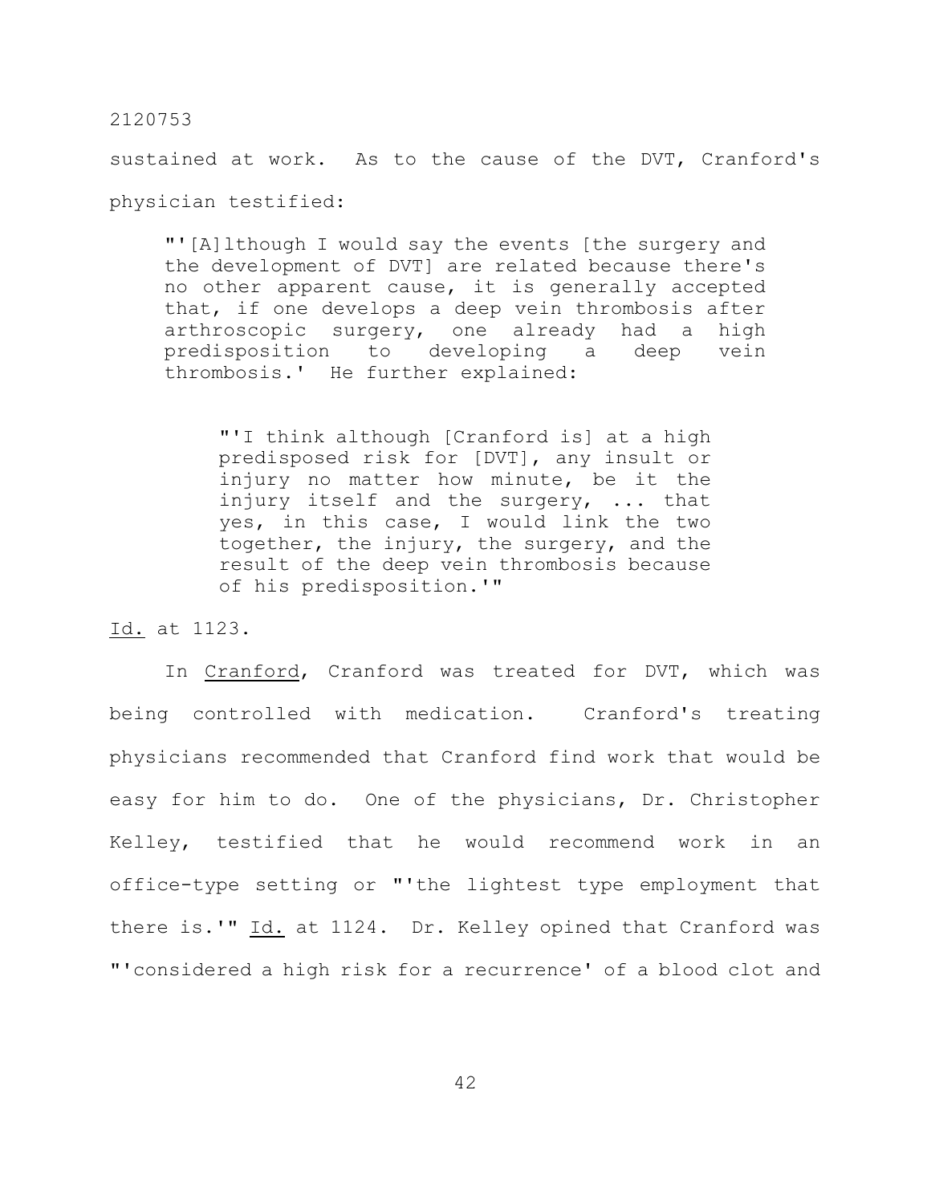sustained at work. As to the cause of the DVT, Cranford's physician testified:

> "'[A]lthough I would say the events [the surgery and the development of DVT] are related because there's no other apparent cause, it is generally accepted that, if one develops a deep vein thrombosis after arthroscopic surgery, one already had a high predisposition to developing a deep vein thrombosis.' He further explained:
>
> > "'I think although [Cranford is] at a high predisposed risk for [DVT], any insult or injury no matter how minute, be it the injury itself and the surgery, ... that yes, in this case, I would link the two together, the injury, the surgery, and the result of the deep vein thrombosis because of his predisposition.'"

Id. at 1123.

In Cranford, Cranford was treated for DVT, which was being controlled with medication. Cranford's treating physicians recommended that Cranford find work that would be easy for him to do. One of the physicians, Dr. Christopher Kelley, testified that he would recommend work in an office-type setting or "'the lightest type employment that there is.'" Id. at 1124. Dr. Kelley opined that Cranford was "'considered a high risk for a recurrence' of a blood clot and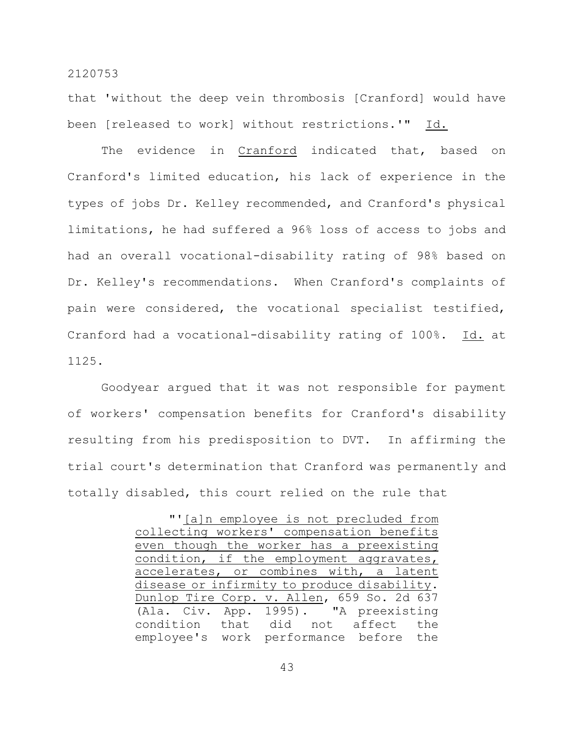that 'without the deep vein thrombosis [Cranford] would have been [released to work] without restrictions.'" Id.

The evidence in Cranford indicated that, based on Cranford's limited education, his lack of experience in the types of jobs Dr. Kelley recommended, and Cranford's physical limitations, he had suffered a 96% loss of access to jobs and had an overall vocational-disability rating of 98% based on Dr. Kelley's recommendations. When Cranford's complaints of pain were considered, the vocational specialist testified, Cranford had a vocational-disability rating of 100%. Id. at 1125.

Goodyear argued that it was not responsible for payment of workers' compensation benefits for Cranford's disability resulting from his predisposition to DVT. In affirming the trial court's determination that Cranford was permanently and totally disabled, this court relied on the rule that

> "'[a]n employee is not precluded from collecting workers' compensation benefits even though the worker has a preexisting condition, if the employment aggravates, accelerates, or combines with, a latent disease or infirmity to produce disability. Dunlop Tire Corp. v. Allen, 659 So. 2d 637 (Ala. Civ. App. 1995). "A preexisting condition that did not affect the employee's work performance before the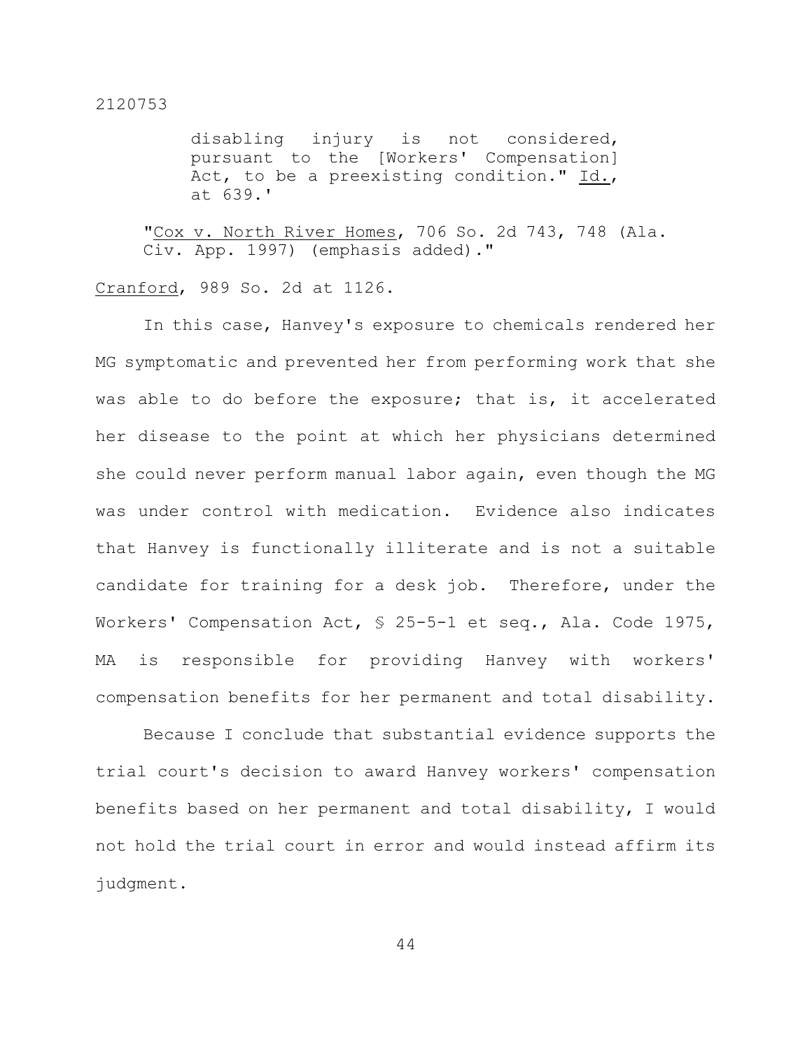> disabling injury is not considered, pursuant to the [Workers' Compensation] Act, to be a preexisting condition." Id., at 639.'
>
> "Cox v. North River Homes, 706 So. 2d 743, 748 (Ala. Civ. App. 1997) (emphasis added)."

Cranford, 989 So. 2d at 1126.

In this case, Hanvey's exposure to chemicals rendered her MG symptomatic and prevented her from performing work that she was able to do before the exposure; that is, it accelerated her disease to the point at which her physicians determined she could never perform manual labor again, even though the MG was under control with medication. Evidence also indicates that Hanvey is functionally illiterate and is not a suitable candidate for training for a desk job. Therefore, under the Workers' Compensation Act, § 25-5-1 et seq., Ala. Code 1975, MA is responsible for providing Hanvey with workers' compensation benefits for her permanent and total disability.

Because I conclude that substantial evidence supports the trial court's decision to award Hanvey workers' compensation benefits based on her permanent and total disability, I would not hold the trial court in error and would instead affirm its judgment.